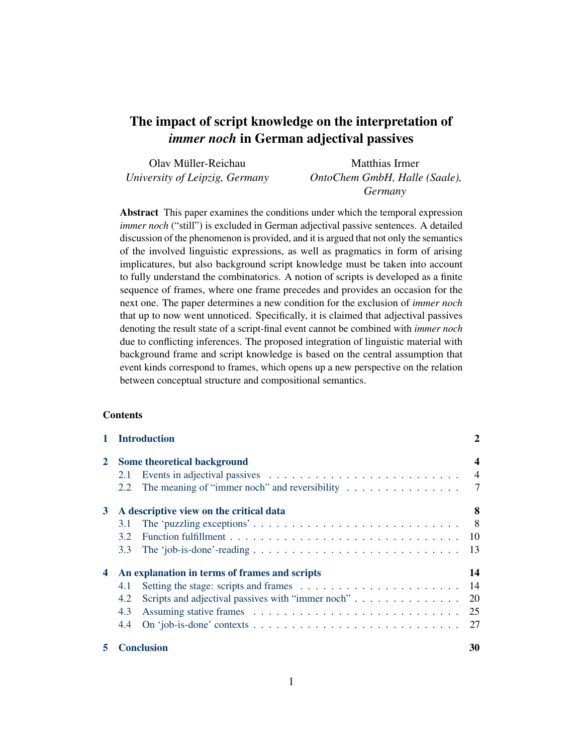# The impact of script knowledge on the interpretation of *immer noch* in German adjectival passives

Olav Müller-Reichau
*University of Leipzig, Germany*

Matthias Irmer
*OntoChem GmbH, Halle (Saale), Germany*

**Abstract** This paper examines the conditions under which the temporal expression *immer noch* ("still") is excluded in German adjectival passive sentences. A detailed discussion of the phenomenon is provided, and it is argued that not only the semantics of the involved linguistic expressions, as well as pragmatics in form of arising implicatures, but also background script knowledge must be taken into account to fully understand the combinatorics. A notion of scripts is developed as a finite sequence of frames, where one frame precedes and provides an occasion for the next one. The paper determines a new condition for the exclusion of *immer noch* that up to now went unnoticed. Specifically, it is claimed that adjectival passives denoting the result state of a script-final event cannot be combined with *immer noch* due to conflicting inferences. The proposed integration of linguistic material with background frame and script knowledge is based on the central assumption that event kinds correspond to frames, which opens up a new perspective on the relation between conceptual structure and compositional semantics.

**Contents**

**1 Introduction** — 2

**2 Some theoretical background** — 4
- 2.1 Events in adjectival passives — 4
- 2.2 The meaning of "immer noch" and reversibility — 7

**3 A descriptive view on the critical data** — 8
- 3.1 The 'puzzling exceptions' — 8
- 3.2 Function fulfillment — 10
- 3.3 The 'job-is-done'-reading — 13

**4 An explanation in terms of frames and scripts** — 14
- 4.1 Setting the stage: scripts and frames — 14
- 4.2 Scripts and adjectival passives with "immer noch" — 20
- 4.3 Assuming stative frames — 25
- 4.4 On 'job-is-done' contexts — 27

**5 Conclusion** — 30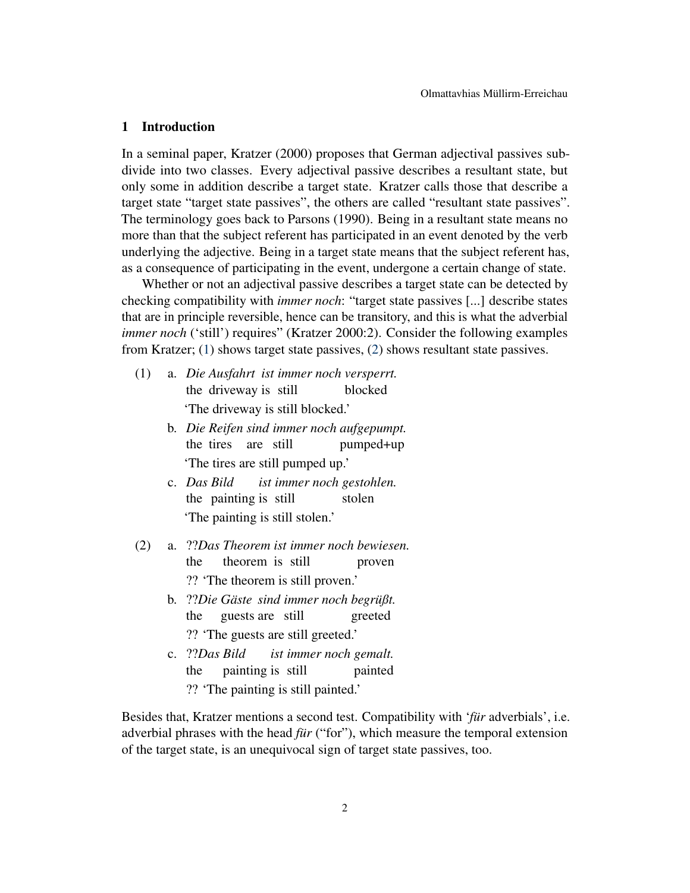## 1 Introduction

In a seminal paper, Kratzer (2000) proposes that German adjectival passives subdivide into two classes. Every adjectival passive describes a resultant state, but only some in addition describe a target state. Kratzer calls those that describe a target state "target state passives", the others are called "resultant state passives". The terminology goes back to Parsons (1990). Being in a resultant state means no more than that the subject referent has participated in an event denoted by the verb underlying the adjective. Being in a target state means that the subject referent has, as a consequence of participating in the event, undergone a certain change of state.

Whether or not an adjectival passive describes a target state can be detected by checking compatibility with *immer noch*: "target state passives [...] describe states that are in principle reversible, hence can be transitory, and this is what the adverbial *immer noch* ('still') requires" (Kratzer 2000:2). Consider the following examples from Kratzer; (1) shows target state passives, (2) shows resultant state passives.

(1) a. *Die Ausfahrt ist immer noch versperrt.*
the driveway is still blocked
'The driveway is still blocked.'

b. *Die Reifen sind immer noch aufgepumpt.*
the tires are still pumped+up
'The tires are still pumped up.'

c. *Das Bild ist immer noch gestohlen.*
the painting is still stolen
'The painting is still stolen.'

(2) a. ??*Das Theorem ist immer noch bewiesen.*
the theorem is still proven
?? 'The theorem is still proven.'

b. ??*Die Gäste sind immer noch begrüßt.*
the guests are still greeted
?? 'The guests are still greeted.'

c. ??*Das Bild ist immer noch gemalt.*
the painting is still painted
?? 'The painting is still painted.'

Besides that, Kratzer mentions a second test. Compatibility with '*für* adverbials', i.e. adverbial phrases with the head *für* ("for"), which measure the temporal extension of the target state, is an unequivocal sign of target state passives, too.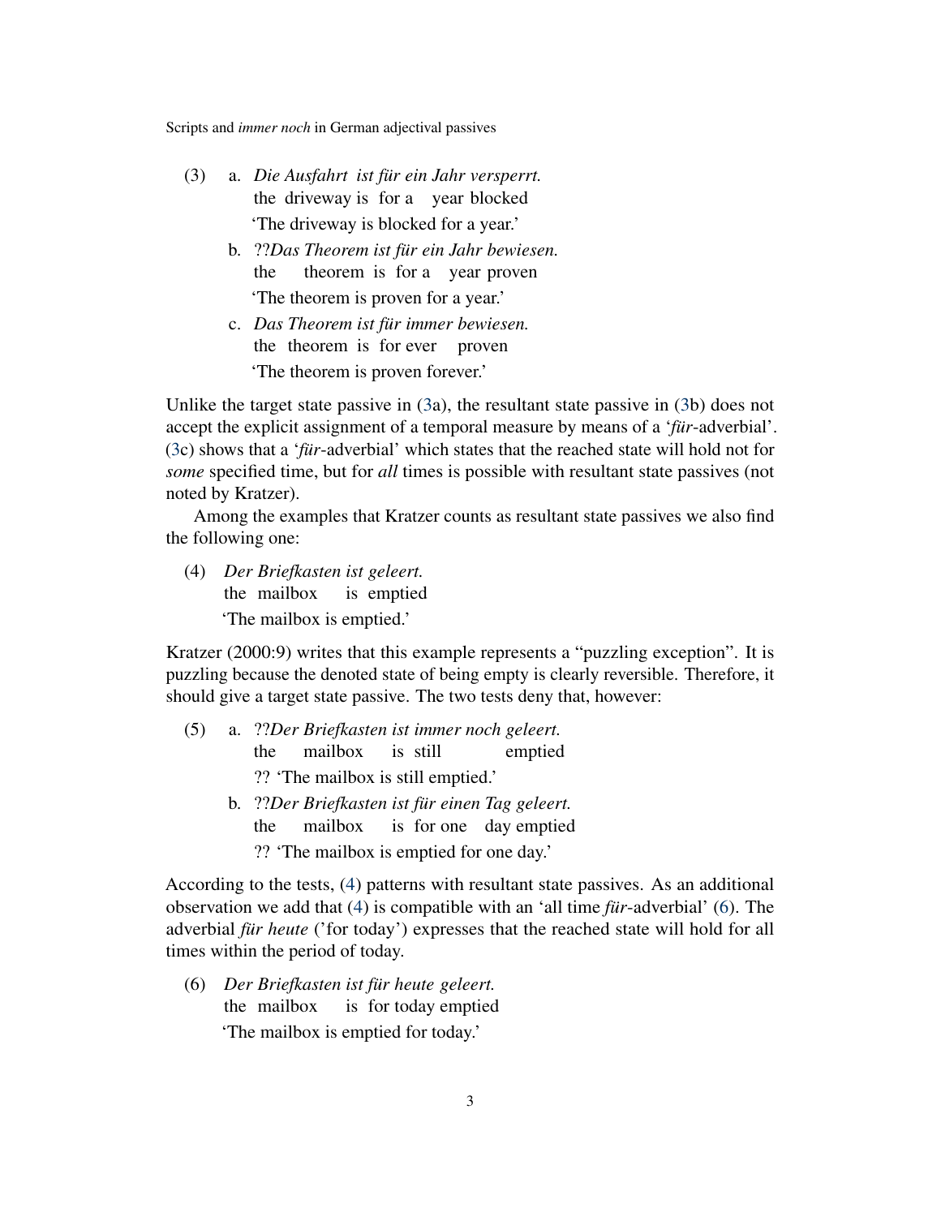(3) a. *Die Ausfahrt ist für ein Jahr versperrt.*
  the driveway is for a year blocked
  'The driveway is blocked for a year.'

 b. ??*Das Theorem ist für ein Jahr bewiesen.*
  the theorem is for a year proven
  'The theorem is proven for a year.'

 c. *Das Theorem ist für immer bewiesen.*
  the theorem is for ever proven
  'The theorem is proven forever.'

Unlike the target state passive in (3a), the resultant state passive in (3b) does not accept the explicit assignment of a temporal measure by means of a '*für*-adverbial'. (3c) shows that a '*für*-adverbial' which states that the reached state will hold not for *some* specified time, but for *all* times is possible with resultant state passives (not noted by Kratzer).

Among the examples that Kratzer counts as resultant state passives we also find the following one:

(4) *Der Briefkasten ist geleert.*
  the mailbox is emptied
  'The mailbox is emptied.'

Kratzer (2000:9) writes that this example represents a "puzzling exception". It is puzzling because the denoted state of being empty is clearly reversible. Therefore, it should give a target state passive. The two tests deny that, however:

(5) a. ??*Der Briefkasten ist immer noch geleert.*
  the mailbox is still emptied
  ?? 'The mailbox is still emptied.'

 b. ??*Der Briefkasten ist für einen Tag geleert.*
  the mailbox is for one day emptied
  ?? 'The mailbox is emptied for one day.'

According to the tests, (4) patterns with resultant state passives. As an additional observation we add that (4) is compatible with an 'all time *für*-adverbial' (6). The adverbial *für heute* ('for today') expresses that the reached state will hold for all times within the period of today.

(6) *Der Briefkasten ist für heute geleert.*
  the mailbox is for today emptied
  'The mailbox is emptied for today.'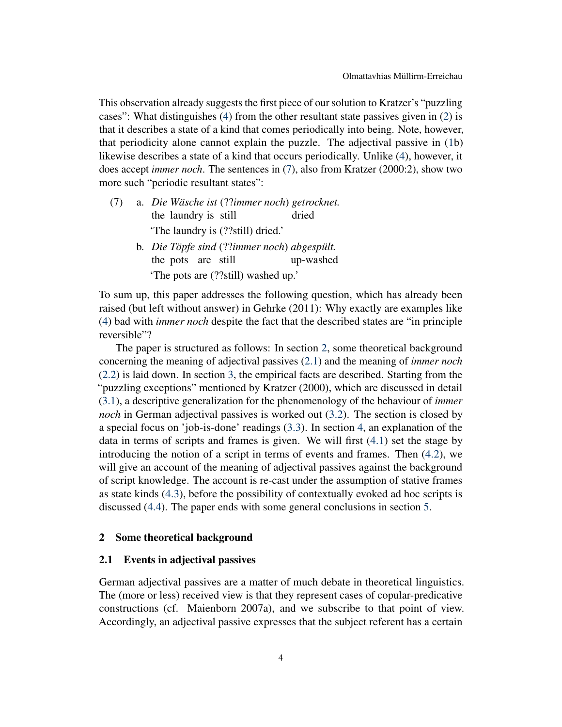This observation already suggests the first piece of our solution to Kratzer's "puzzling cases": What distinguishes (4) from the other resultant state passives given in (2) is that it describes a state of a kind that comes periodically into being. Note, however, that periodicity alone cannot explain the puzzle. The adjectival passive in (1b) likewise describes a state of a kind that occurs periodically. Unlike (4), however, it does accept *immer noch*. The sentences in (7), also from Kratzer (2000:2), show two more such "periodic resultant states":

(7) a. *Die Wäsche ist* (??*immer noch*) *getrocknet.*
   the laundry is still dried
   'The laundry is (??still) dried.'

   b. *Die Töpfe sind* (??*immer noch*) *abgespült.*
   the pots are still up-washed
   'The pots are (??still) washed up.'

To sum up, this paper addresses the following question, which has already been raised (but left without answer) in Gehrke (2011): Why exactly are examples like (4) bad with *immer noch* despite the fact that the described states are "in principle reversible"?

The paper is structured as follows: In section 2, some theoretical background concerning the meaning of adjectival passives (2.1) and the meaning of *immer noch* (2.2) is laid down. In section 3, the empirical facts are described. Starting from the "puzzling exceptions" mentioned by Kratzer (2000), which are discussed in detail (3.1), a descriptive generalization for the phenomenology of the behaviour of *immer noch* in German adjectival passives is worked out (3.2). The section is closed by a special focus on 'job-is-done' readings (3.3). In section 4, an explanation of the data in terms of scripts and frames is given. We will first (4.1) set the stage by introducing the notion of a script in terms of events and frames. Then (4.2), we will give an account of the meaning of adjectival passives against the background of script knowledge. The account is re-cast under the assumption of stative frames as state kinds (4.3), before the possibility of contextually evoked ad hoc scripts is discussed (4.4). The paper ends with some general conclusions in section 5.

## 2 Some theoretical background

### 2.1 Events in adjectival passives

German adjectival passives are a matter of much debate in theoretical linguistics. The (more or less) received view is that they represent cases of copular-predicative constructions (cf. Maienborn 2007a), and we subscribe to that point of view. Accordingly, an adjectival passive expresses that the subject referent has a certain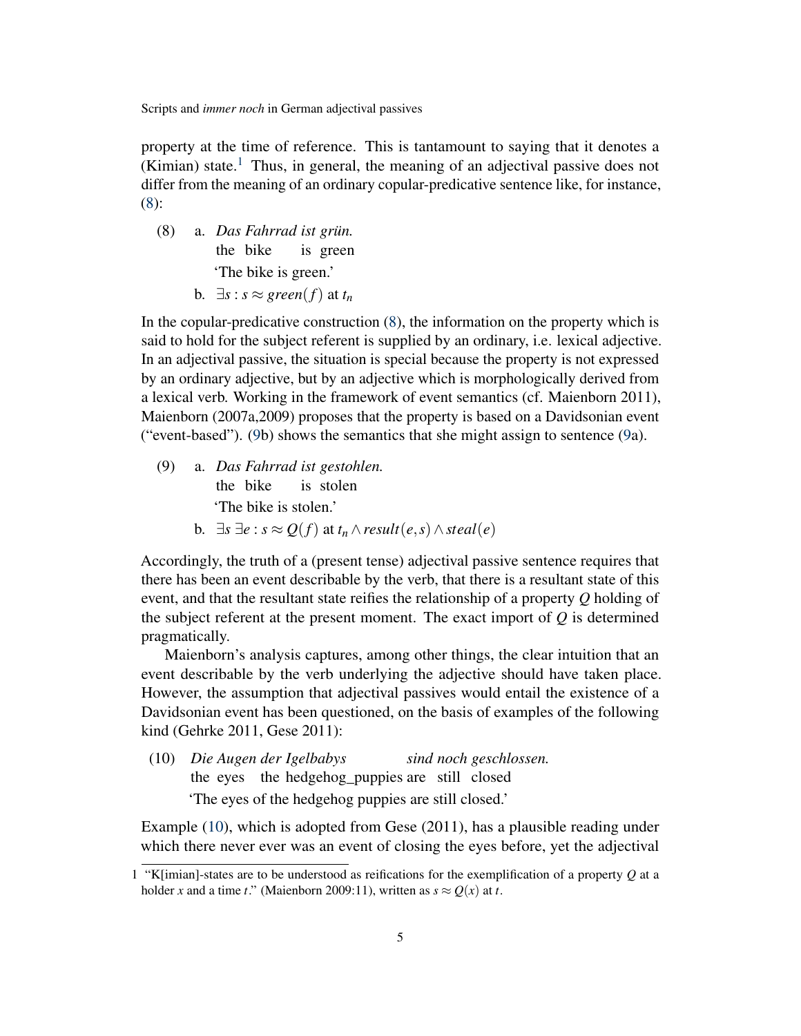property at the time of reference. This is tantamount to saying that it denotes a (Kimian) state.[1] Thus, in general, the meaning of an adjectival passive does not differ from the meaning of an ordinary copular-predicative sentence like, for instance, (8):

(8) a. *Das Fahrrad ist grün.*
    the bike is green
    'The bike is green.'

  b. $\exists s : s \approx green(f)$ at $t_n$

In the copular-predicative construction (8), the information on the property which is said to hold for the subject referent is supplied by an ordinary, i.e. lexical adjective. In an adjectival passive, the situation is special because the property is not expressed by an ordinary adjective, but by an adjective which is morphologically derived from a lexical verb. Working in the framework of event semantics (cf. Maienborn 2011), Maienborn (2007a,2009) proposes that the property is based on a Davidsonian event ("event-based"). (9b) shows the semantics that she might assign to sentence (9a).

(9) a. *Das Fahrrad ist gestohlen.*
    the bike is stolen
    'The bike is stolen.'

  b. $\exists s \, \exists e : s \approx Q(f)$ at $t_n \wedge result(e,s) \wedge steal(e)$

Accordingly, the truth of a (present tense) adjectival passive sentence requires that there has been an event describable by the verb, that there is a resultant state of this event, and that the resultant state reifies the relationship of a property $Q$ holding of the subject referent at the present moment. The exact import of $Q$ is determined pragmatically.

Maienborn's analysis captures, among other things, the clear intuition that an event describable by the verb underlying the adjective should have taken place. However, the assumption that adjectival passives would entail the existence of a Davidsonian event has been questioned, on the basis of examples of the following kind (Gehrke 2011, Gese 2011):

(10) *Die Augen der Igelbabys sind noch geschlossen.*
    the eyes the hedgehog_puppies are still closed
    'The eyes of the hedgehog puppies are still closed.'

Example (10), which is adopted from Gese (2011), has a plausible reading under which there never ever was an event of closing the eyes before, yet the adjectival

[1] "K[imian]-states are to be understood as reifications for the exemplification of a property $Q$ at a holder $x$ and a time $t$." (Maienborn 2009:11), written as $s \approx Q(x)$ at $t$.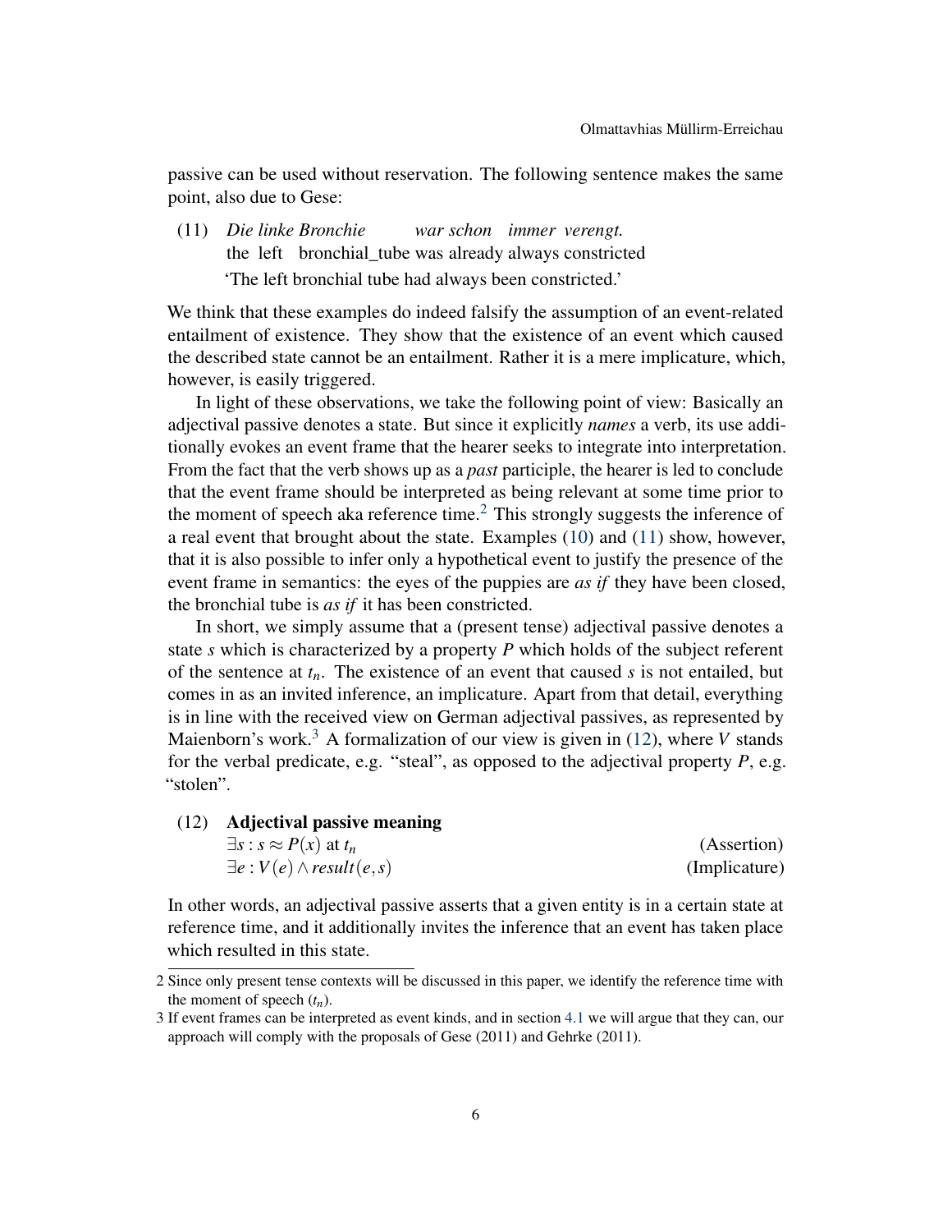passive can be used without reservation. The following sentence makes the same point, also due to Gese:

(11) *Die linke Bronchie war schon immer verengt.*
  the left bronchial_tube was already always constricted
  'The left bronchial tube had always been constricted.'

We think that these examples do indeed falsify the assumption of an event-related entailment of existence. They show that the existence of an event which caused the described state cannot be an entailment. Rather it is a mere implicature, which, however, is easily triggered.

In light of these observations, we take the following point of view: Basically an adjectival passive denotes a state. But since it explicitly *names* a verb, its use additionally evokes an event frame that the hearer seeks to integrate into interpretation. From the fact that the verb shows up as a *past* participle, the hearer is led to conclude that the event frame should be interpreted as being relevant at some time prior to the moment of speech aka reference time.[2] This strongly suggests the inference of a real event that brought about the state. Examples (10) and (11) show, however, that it is also possible to infer only a hypothetical event to justify the presence of the event frame in semantics: the eyes of the puppies are *as if* they have been closed, the bronchial tube is *as if* it has been constricted.

In short, we simply assume that a (present tense) adjectival passive denotes a state $s$ which is characterized by a property $P$ which holds of the subject referent of the sentence at $t_n$. The existence of an event that caused $s$ is not entailed, but comes in as an invited inference, an implicature. Apart from that detail, everything is in line with the received view on German adjectival passives, as represented by Maienborn's work.[3] A formalization of our view is given in (12), where $V$ stands for the verbal predicate, e.g. "steal", as opposed to the adjectival property $P$, e.g. "stolen".

(12) **Adjectival passive meaning**
  $\exists s : s \approx P(x)$ at $t_n$ (Assertion)
  $\exists e : V(e) \wedge result(e, s)$ (Implicature)

In other words, an adjectival passive asserts that a given entity is in a certain state at reference time, and it additionally invites the inference that an event has taken place which resulted in this state.

2 Since only present tense contexts will be discussed in this paper, we identify the reference time with the moment of speech ($t_n$).

3 If event frames can be interpreted as event kinds, and in section 4.1 we will argue that they can, our approach will comply with the proposals of Gese (2011) and Gehrke (2011).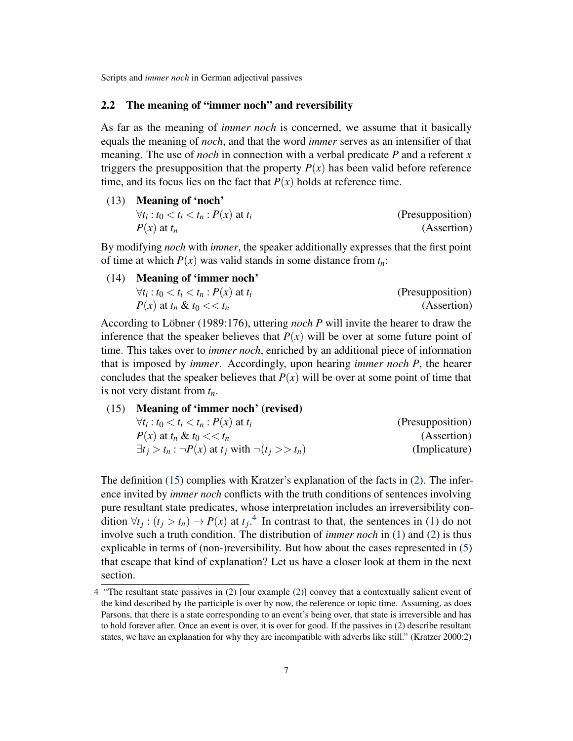## 2.2 The meaning of "immer noch" and reversibility

As far as the meaning of *immer noch* is concerned, we assume that it basically equals the meaning of *noch*, and that the word *immer* serves as an intensifier of that meaning. The use of *noch* in connection with a verbal predicate $P$ and a referent $x$ triggers the presupposition that the property $P(x)$ has been valid before reference time, and its focus lies on the fact that $P(x)$ holds at reference time.

(13) **Meaning of 'noch'**

$\forall t_i : t_0 < t_i < t_n : P(x)$ at $t_i$ (Presupposition)

$P(x)$ at $t_n$ (Assertion)

By modifying *noch* with *immer*, the speaker additionally expresses that the first point of time at which $P(x)$ was valid stands in some distance from $t_n$:

(14) **Meaning of 'immer noch'**

$\forall t_i : t_0 < t_i < t_n : P(x)$ at $t_i$ (Presupposition)

$P(x)$ at $t_n$ & $t_0 << t_n$ (Assertion)

According to Löbner (1989:176), uttering *noch P* will invite the hearer to draw the inference that the speaker believes that $P(x)$ will be over at some future point of time. This takes over to *immer noch*, enriched by an additional piece of information that is imposed by *immer*. Accordingly, upon hearing *immer noch P*, the hearer concludes that the speaker believes that $P(x)$ will be over at some point of time that is not very distant from $t_n$.

(15) **Meaning of 'immer noch' (revised)**

$\forall t_i : t_0 < t_i < t_n : P(x)$ at $t_i$ (Presupposition)

$P(x)$ at $t_n$ & $t_0 << t_n$ (Assertion)

$\exists t_j > t_n : \neg P(x)$ at $t_j$ with $\neg(t_j >> t_n)$ (Implicature)

The definition (15) complies with Kratzer's explanation of the facts in (2). The inference invited by *immer noch* conflicts with the truth conditions of sentences involving pure resultant state predicates, whose interpretation includes an irreversibility condition $\forall t_j : (t_j > t_n) \rightarrow P(x)$ at $t_j$.[4] In contrast to that, the sentences in (1) do not involve such a truth condition. The distribution of *immer noch* in (1) and (2) is thus explicable in terms of (non-)reversibility. But how about the cases represented in (5) that escape that kind of explanation? Let us have a closer look at them in the next section.

4 "The resultant state passives in (2) [our example (2)] convey that a contextually salient event of the kind described by the participle is over by now, the reference or topic time. Assuming, as does Parsons, that there is a state corresponding to an event's being over, that state is irreversible and has to hold forever after. Once an event is over, it is over for good. If the passives in (2) describe resultant states, we have an explanation for why they are incompatible with adverbs like still." (Kratzer 2000:2)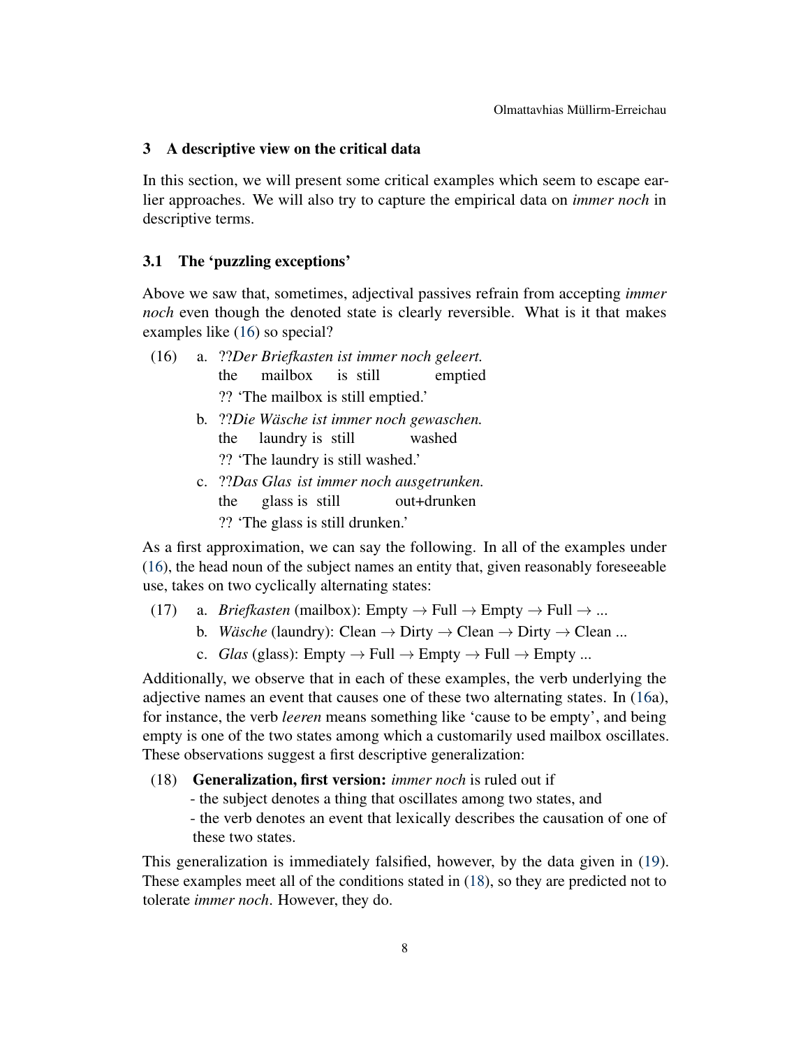## 3 A descriptive view on the critical data

In this section, we will present some critical examples which seem to escape earlier approaches. We will also try to capture the empirical data on *immer noch* in descriptive terms.

### 3.1 The 'puzzling exceptions'

Above we saw that, sometimes, adjectival passives refrain from accepting *immer noch* even though the denoted state is clearly reversible. What is it that makes examples like (16) so special?

(16) a. ??*Der Briefkasten ist immer noch geleert.*
  the mailbox is still emptied
  ?? 'The mailbox is still emptied.'

 b. ??*Die Wäsche ist immer noch gewaschen.*
  the laundry is still washed
  ?? 'The laundry is still washed.'

 c. ??*Das Glas ist immer noch ausgetrunken.*
  the glass is still out+drunken
  ?? 'The glass is still drunken.'

As a first approximation, we can say the following. In all of the examples under (16), the head noun of the subject names an entity that, given reasonably foreseeable use, takes on two cyclically alternating states:

(17) a. *Briefkasten* (mailbox): Empty → Full → Empty → Full → ...

 b. *Wäsche* (laundry): Clean → Dirty → Clean → Dirty → Clean ...

 c. *Glas* (glass): Empty → Full → Empty → Full → Empty ...

Additionally, we observe that in each of these examples, the verb underlying the adjective names an event that causes one of these two alternating states. In (16a), for instance, the verb *leeren* means something like 'cause to be empty', and being empty is one of the two states among which a customarily used mailbox oscillates. These observations suggest a first descriptive generalization:

(18) **Generalization, first version:** *immer noch* is ruled out if
 - the subject denotes a thing that oscillates among two states, and
 - the verb denotes an event that lexically describes the causation of one of these two states.

This generalization is immediately falsified, however, by the data given in (19). These examples meet all of the conditions stated in (18), so they are predicted not to tolerate *immer noch*. However, they do.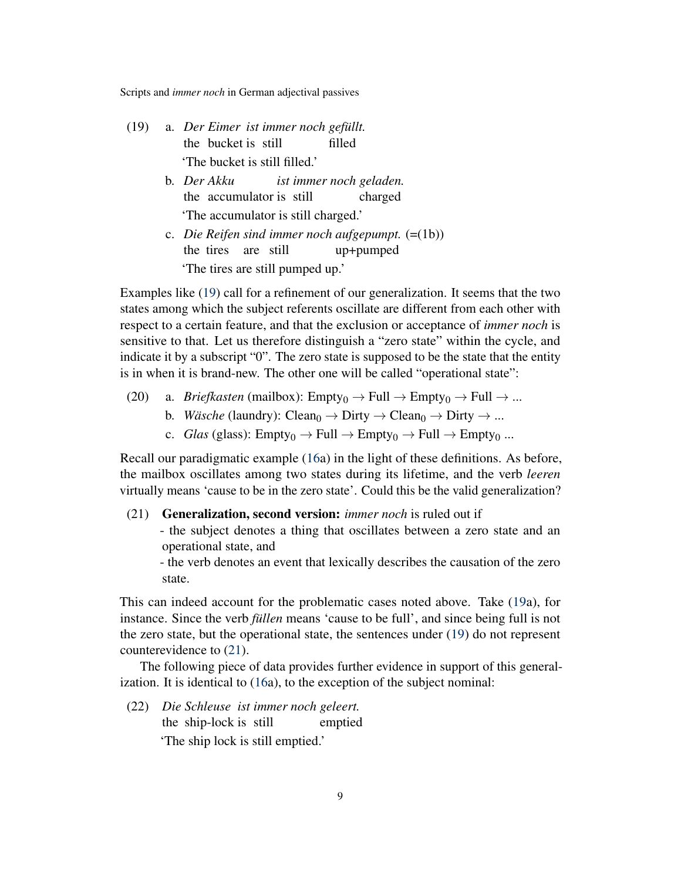(19) a. *Der Eimer ist immer noch gefüllt.*
   the bucket is still filled
   'The bucket is still filled.'

b. *Der Akku ist immer noch geladen.*
   the accumulator is still charged
   'The accumulator is still charged.'

c. *Die Reifen sind immer noch aufgepumpt.* (=(1b))
   the tires are still up+pumped
   'The tires are still pumped up.'

Examples like (19) call for a refinement of our generalization. It seems that the two states among which the subject referents oscillate are different from each other with respect to a certain feature, and that the exclusion or acceptance of *immer noch* is sensitive to that. Let us therefore distinguish a "zero state" within the cycle, and indicate it by a subscript "0". The zero state is supposed to be the state that the entity is in when it is brand-new. The other one will be called "operational state":

(20) a. *Briefkasten* (mailbox): $\text{Empty}_0 \rightarrow \text{Full} \rightarrow \text{Empty}_0 \rightarrow \text{Full} \rightarrow ...$

b. *Wäsche* (laundry): $\text{Clean}_0 \rightarrow \text{Dirty} \rightarrow \text{Clean}_0 \rightarrow \text{Dirty} \rightarrow ...$

c. *Glas* (glass): $\text{Empty}_0 \rightarrow \text{Full} \rightarrow \text{Empty}_0 \rightarrow \text{Full} \rightarrow \text{Empty}_0 ...$

Recall our paradigmatic example (16a) in the light of these definitions. As before, the mailbox oscillates among two states during its lifetime, and the verb *leeren* virtually means 'cause to be in the zero state'. Could this be the valid generalization?

(21) **Generalization, second version:** *immer noch* is ruled out if
- the subject denotes a thing that oscillates between a zero state and an operational state, and
- the verb denotes an event that lexically describes the causation of the zero state.

This can indeed account for the problematic cases noted above. Take (19a), for instance. Since the verb *füllen* means 'cause to be full', and since being full is not the zero state, but the operational state, the sentences under (19) do not represent counterevidence to (21).

The following piece of data provides further evidence in support of this generalization. It is identical to (16a), to the exception of the subject nominal:

(22) *Die Schleuse ist immer noch geleert.*
   the ship-lock is still emptied
   'The ship lock is still emptied.'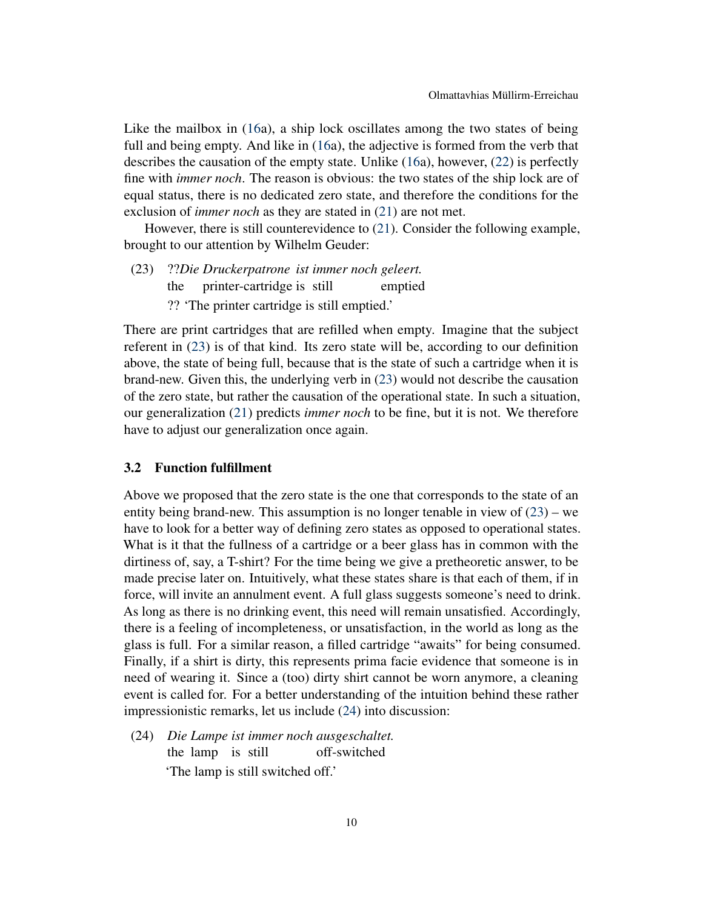Like the mailbox in (16a), a ship lock oscillates among the two states of being full and being empty. And like in (16a), the adjective is formed from the verb that describes the causation of the empty state. Unlike (16a), however, (22) is perfectly fine with *immer noch*. The reason is obvious: the two states of the ship lock are of equal status, there is no dedicated zero state, and therefore the conditions for the exclusion of *immer noch* as they are stated in (21) are not met.

However, there is still counterevidence to (21). Consider the following example, brought to our attention by Wilhelm Geuder:

(23) ??*Die Druckerpatrone ist immer noch geleert.*
the printer-cartridge is still emptied
?? 'The printer cartridge is still emptied.'

There are print cartridges that are refilled when empty. Imagine that the subject referent in (23) is of that kind. Its zero state will be, according to our definition above, the state of being full, because that is the state of such a cartridge when it is brand-new. Given this, the underlying verb in (23) would not describe the causation of the zero state, but rather the causation of the operational state. In such a situation, our generalization (21) predicts *immer noch* to be fine, but it is not. We therefore have to adjust our generalization once again.

### 3.2 Function fulfillment

Above we proposed that the zero state is the one that corresponds to the state of an entity being brand-new. This assumption is no longer tenable in view of (23) – we have to look for a better way of defining zero states as opposed to operational states. What is it that the fullness of a cartridge or a beer glass has in common with the dirtiness of, say, a T-shirt? For the time being we give a pretheoretic answer, to be made precise later on. Intuitively, what these states share is that each of them, if in force, will invite an annulment event. A full glass suggests someone's need to drink. As long as there is no drinking event, this need will remain unsatisfied. Accordingly, there is a feeling of incompleteness, or unsatisfaction, in the world as long as the glass is full. For a similar reason, a filled cartridge "awaits" for being consumed. Finally, if a shirt is dirty, this represents prima facie evidence that someone is in need of wearing it. Since a (too) dirty shirt cannot be worn anymore, a cleaning event is called for. For a better understanding of the intuition behind these rather impressionistic remarks, let us include (24) into discussion:

(24) *Die Lampe ist immer noch ausgeschaltet.*
the lamp is still off-switched
'The lamp is still switched off.'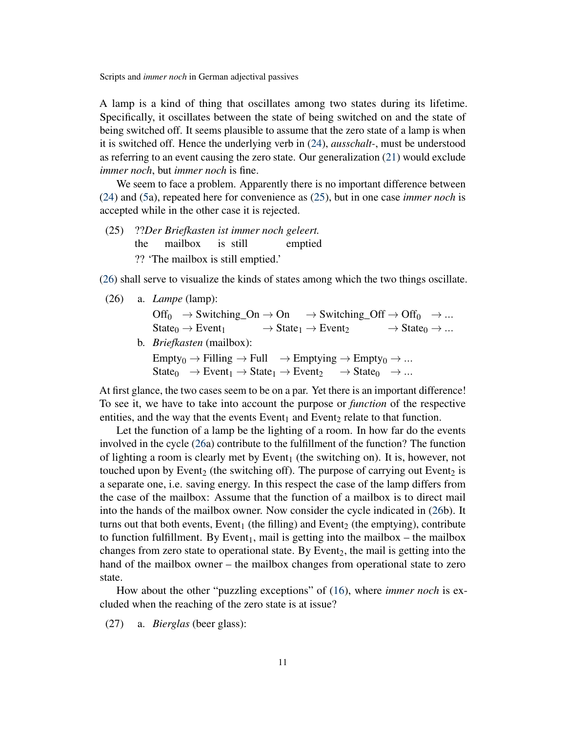A lamp is a kind of thing that oscillates among two states during its lifetime. Specifically, it oscillates between the state of being switched on and the state of being switched off. It seems plausible to assume that the zero state of a lamp is when it is switched off. Hence the underlying verb in (24), *ausschalt-*, must be understood as referring to an event causing the zero state. Our generalization (21) would exclude *immer noch*, but *immer noch* is fine.

We seem to face a problem. Apparently there is no important difference between (24) and (5a), repeated here for convenience as (25), but in one case *immer noch* is accepted while in the other case it is rejected.

(25) ??*Der Briefkasten ist immer noch geleert.*
 the mailbox is still emptied
 ?? 'The mailbox is still emptied.'

(26) shall serve to visualize the kinds of states among which the two things oscillate.

(26) a. *Lampe* (lamp):
 $\text{Off}_0 \rightarrow \text{Switching\_On} \rightarrow \text{On} \rightarrow \text{Switching\_Off} \rightarrow \text{Off}_0 \rightarrow ...$
 $\text{State}_0 \rightarrow \text{Event}_1 \rightarrow \text{State}_1 \rightarrow \text{Event}_2 \rightarrow \text{State}_0 \rightarrow ...$

 b. *Briefkasten* (mailbox):
 $\text{Empty}_0 \rightarrow \text{Filling} \rightarrow \text{Full} \rightarrow \text{Emptying} \rightarrow \text{Empty}_0 \rightarrow ...$
 $\text{State}_0 \rightarrow \text{Event}_1 \rightarrow \text{State}_1 \rightarrow \text{Event}_2 \rightarrow \text{State}_0 \rightarrow ...$

At first glance, the two cases seem to be on a par. Yet there is an important difference! To see it, we have to take into account the purpose or *function* of the respective entities, and the way that the events $\text{Event}_1$ and $\text{Event}_2$ relate to that function.

Let the function of a lamp be the lighting of a room. In how far do the events involved in the cycle (26a) contribute to the fulfillment of the function? The function of lighting a room is clearly met by $\text{Event}_1$ (the switching on). It is, however, not touched upon by $\text{Event}_2$ (the switching off). The purpose of carrying out $\text{Event}_2$ is a separate one, i.e. saving energy. In this respect the case of the lamp differs from the case of the mailbox: Assume that the function of a mailbox is to direct mail into the hands of the mailbox owner. Now consider the cycle indicated in (26b). It turns out that both events, $\text{Event}_1$ (the filling) and $\text{Event}_2$ (the emptying), contribute to function fulfillment. By $\text{Event}_1$, mail is getting into the mailbox – the mailbox changes from zero state to operational state. By $\text{Event}_2$, the mail is getting into the hand of the mailbox owner – the mailbox changes from operational state to zero state.

How about the other "puzzling exceptions" of (16), where *immer noch* is excluded when the reaching of the zero state is at issue?

(27) a. *Bierglas* (beer glass):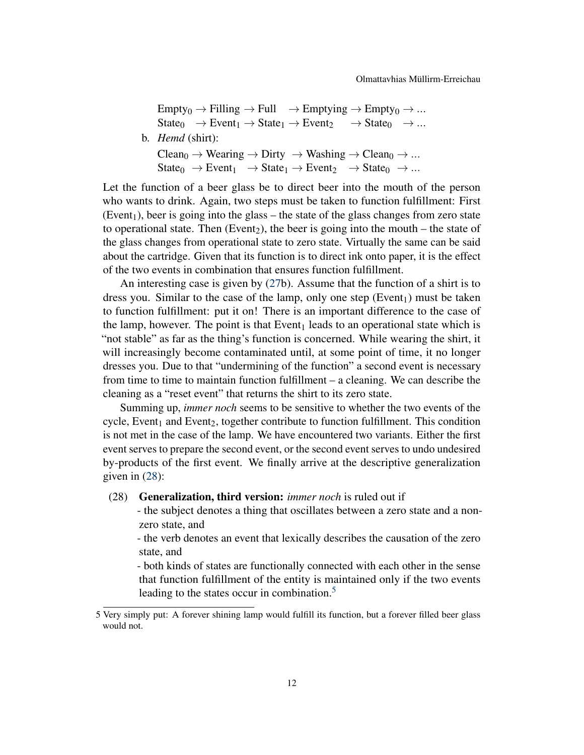$\text{Empty}_0 \rightarrow \text{Filling} \rightarrow \text{Full} \rightarrow \text{Emptying} \rightarrow \text{Empty}_0 \rightarrow ...$
$\text{State}_0 \rightarrow \text{Event}_1 \rightarrow \text{State}_1 \rightarrow \text{Event}_2 \rightarrow \text{State}_0 \rightarrow ...$

b. *Hemd* (shirt):

$\text{Clean}_0 \rightarrow \text{Wearing} \rightarrow \text{Dirty} \rightarrow \text{Washing} \rightarrow \text{Clean}_0 \rightarrow ...$
$\text{State}_0 \rightarrow \text{Event}_1 \rightarrow \text{State}_1 \rightarrow \text{Event}_2 \rightarrow \text{State}_0 \rightarrow ...$

Let the function of a beer glass be to direct beer into the mouth of the person who wants to drink. Again, two steps must be taken to function fulfillment: First ($\text{Event}_1$), beer is going into the glass – the state of the glass changes from zero state to operational state. Then ($\text{Event}_2$), the beer is going into the mouth – the state of the glass changes from operational state to zero state. Virtually the same can be said about the cartridge. Given that its function is to direct ink onto paper, it is the effect of the two events in combination that ensures function fulfillment.

An interesting case is given by (27b). Assume that the function of a shirt is to dress you. Similar to the case of the lamp, only one step ($\text{Event}_1$) must be taken to function fulfillment: put it on! There is an important difference to the case of the lamp, however. The point is that $\text{Event}_1$ leads to an operational state which is "not stable" as far as the thing's function is concerned. While wearing the shirt, it will increasingly become contaminated until, at some point of time, it no longer dresses you. Due to that "undermining of the function" a second event is necessary from time to time to maintain function fulfillment – a cleaning. We can describe the cleaning as a "reset event" that returns the shirt to its zero state.

Summing up, *immer noch* seems to be sensitive to whether the two events of the cycle, $\text{Event}_1$ and $\text{Event}_2$, together contribute to function fulfillment. This condition is not met in the case of the lamp. We have encountered two variants. Either the first event serves to prepare the second event, or the second event serves to undo undesired by-products of the first event. We finally arrive at the descriptive generalization given in (28):

(28) **Generalization, third version:** *immer noch* is ruled out if
- the subject denotes a thing that oscillates between a zero state and a non-zero state, and
- the verb denotes an event that lexically describes the causation of the zero state, and
- both kinds of states are functionally connected with each other in the sense that function fulfillment of the entity is maintained only if the two events leading to the states occur in combination.[5]

[5] Very simply put: A forever shining lamp would fulfill its function, but a forever filled beer glass would not.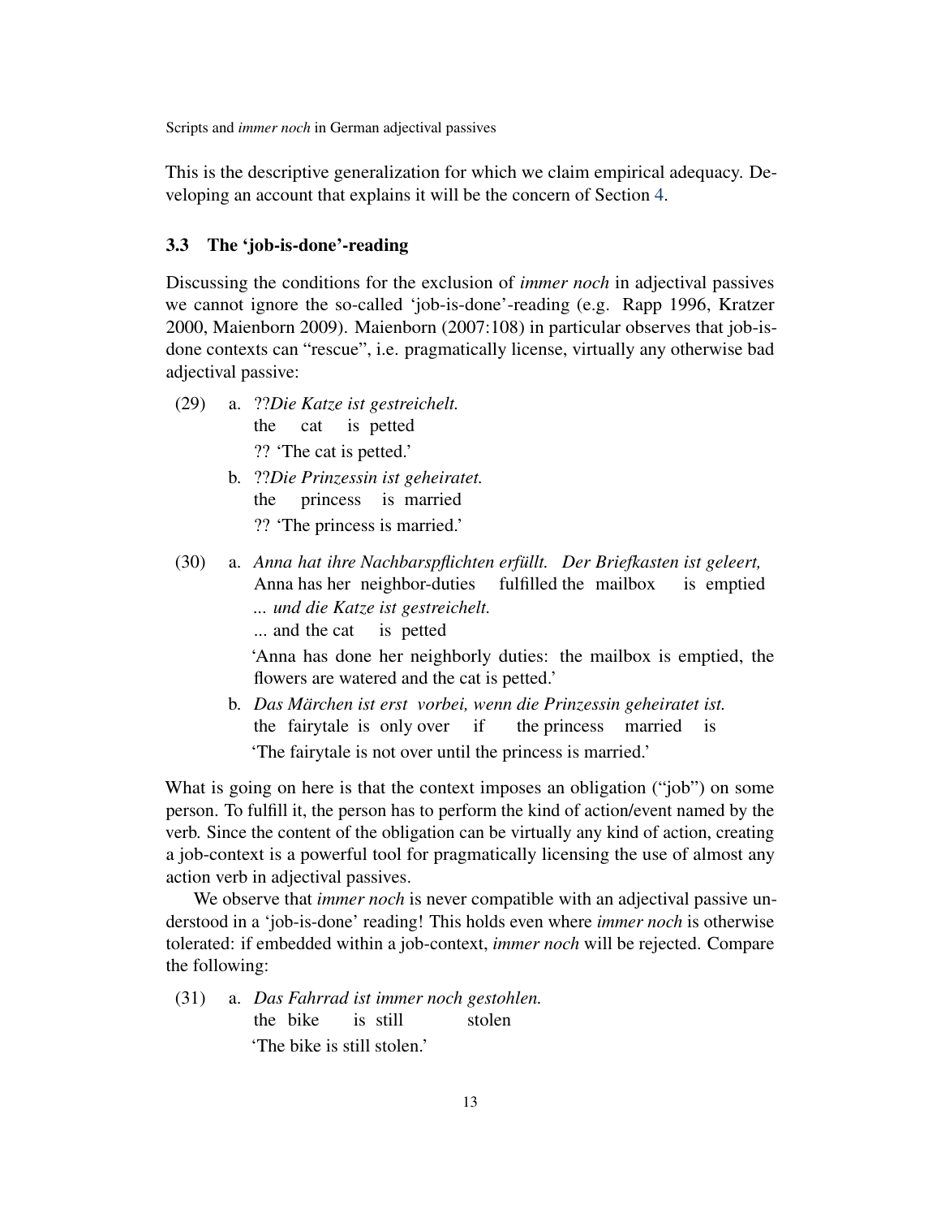This is the descriptive generalization for which we claim empirical adequacy. Developing an account that explains it will be the concern of Section 4.

### 3.3 The 'job-is-done'-reading

Discussing the conditions for the exclusion of *immer noch* in adjectival passives we cannot ignore the so-called 'job-is-done'-reading (e.g. Rapp 1996, Kratzer 2000, Maienborn 2009). Maienborn (2007:108) in particular observes that job-is-done contexts can "rescue", i.e. pragmatically license, virtually any otherwise bad adjectival passive:

(29) a. ??*Die Katze ist gestreichelt.*
the cat is petted
?? 'The cat is petted.'

b. ??*Die Prinzessin ist geheiratet.*
the princess is married
?? 'The princess is married.'

(30) a. *Anna hat ihre Nachbarspflichten erfüllt. Der Briefkasten ist geleert, ... und die Katze ist gestreichelt.*
Anna has her neighbor-duties fulfilled the mailbox is emptied ... and the cat is petted
'Anna has done her neighborly duties: the mailbox is emptied, the flowers are watered and the cat is petted.'

b. *Das Märchen ist erst vorbei, wenn die Prinzessin geheiratet ist.*
the fairytale is only over if the princess married is
'The fairytale is not over until the princess is married.'

What is going on here is that the context imposes an obligation ("job") on some person. To fulfill it, the person has to perform the kind of action/event named by the verb. Since the content of the obligation can be virtually any kind of action, creating a job-context is a powerful tool for pragmatically licensing the use of almost any action verb in adjectival passives.

We observe that *immer noch* is never compatible with an adjectival passive understood in a 'job-is-done' reading! This holds even where *immer noch* is otherwise tolerated: if embedded within a job-context, *immer noch* will be rejected. Compare the following:

(31) a. *Das Fahrrad ist immer noch gestohlen.*
the bike is still stolen
'The bike is still stolen.'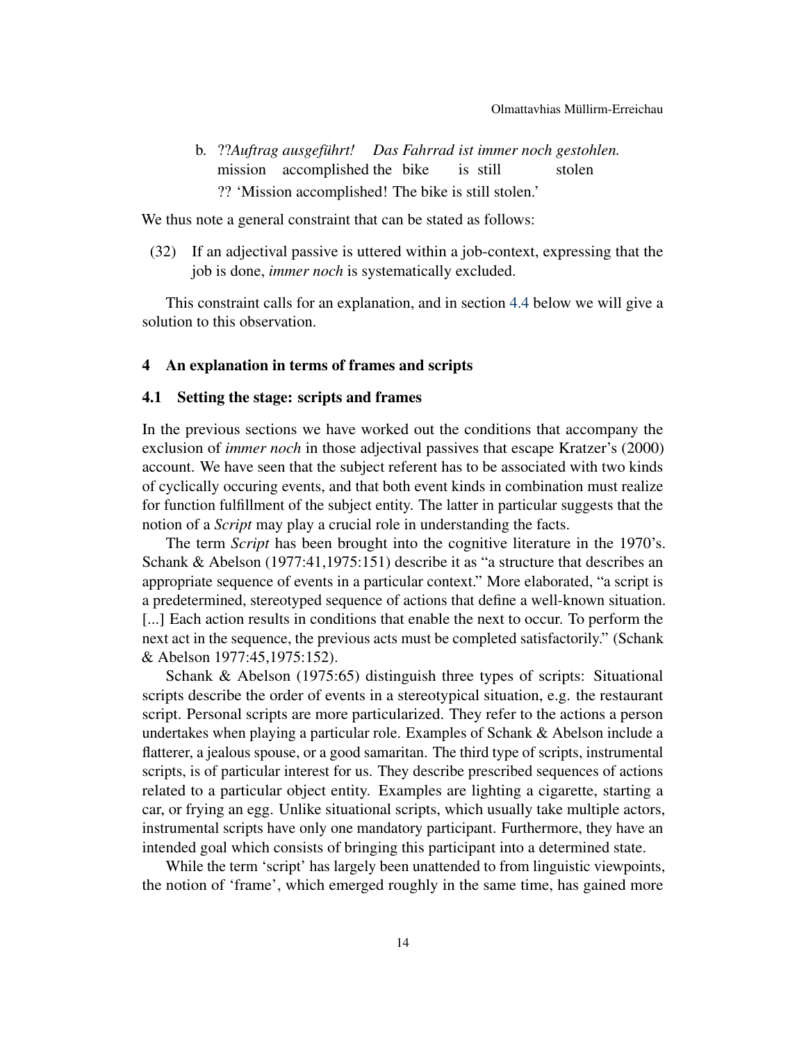b. ??*Auftrag ausgeführt! Das Fahrrad ist immer noch gestohlen.*
   mission accomplished the bike is still stolen
   ?? 'Mission accomplished! The bike is still stolen.'

We thus note a general constraint that can be stated as follows:

(32) If an adjectival passive is uttered within a job-context, expressing that the job is done, *immer noch* is systematically excluded.

This constraint calls for an explanation, and in section 4.4 below we will give a solution to this observation.

## 4 An explanation in terms of frames and scripts

### 4.1 Setting the stage: scripts and frames

In the previous sections we have worked out the conditions that accompany the exclusion of *immer noch* in those adjectival passives that escape Kratzer's (2000) account. We have seen that the subject referent has to be associated with two kinds of cyclically occuring events, and that both event kinds in combination must realize for function fulfillment of the subject entity. The latter in particular suggests that the notion of a *Script* may play a crucial role in understanding the facts.

The term *Script* has been brought into the cognitive literature in the 1970's. Schank & Abelson (1977:41,1975:151) describe it as "a structure that describes an appropriate sequence of events in a particular context." More elaborated, "a script is a predetermined, stereotyped sequence of actions that define a well-known situation. [...] Each action results in conditions that enable the next to occur. To perform the next act in the sequence, the previous acts must be completed satisfactorily." (Schank & Abelson 1977:45,1975:152).

Schank & Abelson (1975:65) distinguish three types of scripts: Situational scripts describe the order of events in a stereotypical situation, e.g. the restaurant script. Personal scripts are more particularized. They refer to the actions a person undertakes when playing a particular role. Examples of Schank & Abelson include a flatterer, a jealous spouse, or a good samaritan. The third type of scripts, instrumental scripts, is of particular interest for us. They describe prescribed sequences of actions related to a particular object entity. Examples are lighting a cigarette, starting a car, or frying an egg. Unlike situational scripts, which usually take multiple actors, instrumental scripts have only one mandatory participant. Furthermore, they have an intended goal which consists of bringing this participant into a determined state.

While the term 'script' has largely been unattended to from linguistic viewpoints, the notion of 'frame', which emerged roughly in the same time, has gained more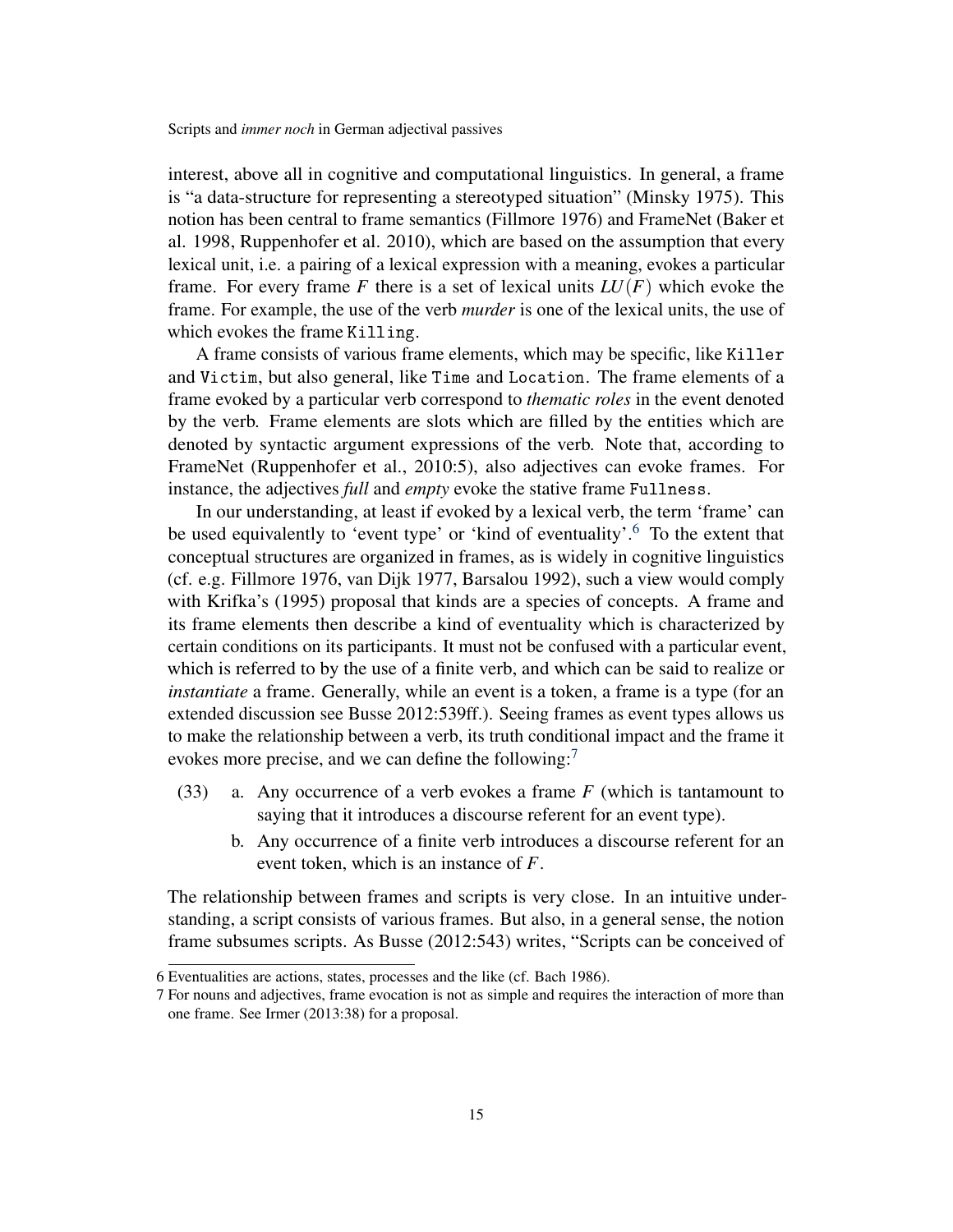interest, above all in cognitive and computational linguistics. In general, a frame is "a data-structure for representing a stereotyped situation" (Minsky 1975). This notion has been central to frame semantics (Fillmore 1976) and FrameNet (Baker et al. 1998, Ruppenhofer et al. 2010), which are based on the assumption that every lexical unit, i.e. a pairing of a lexical expression with a meaning, evokes a particular frame. For every frame $F$ there is a set of lexical units $LU(F)$ which evoke the frame. For example, the use of the verb *murder* is one of the lexical units, the use of which evokes the frame `Killing`.

A frame consists of various frame elements, which may be specific, like `Killer` and `Victim`, but also general, like `Time` and `Location`. The frame elements of a frame evoked by a particular verb correspond to *thematic roles* in the event denoted by the verb. Frame elements are slots which are filled by the entities which are denoted by syntactic argument expressions of the verb. Note that, according to FrameNet (Ruppenhofer et al., 2010:5), also adjectives can evoke frames. For instance, the adjectives *full* and *empty* evoke the stative frame `Fullness`.

In our understanding, at least if evoked by a lexical verb, the term 'frame' can be used equivalently to 'event type' or 'kind of eventuality'.[6] To the extent that conceptual structures are organized in frames, as is widely in cognitive linguistics (cf. e.g. Fillmore 1976, van Dijk 1977, Barsalou 1992), such a view would comply with Krifka's (1995) proposal that kinds are a species of concepts. A frame and its frame elements then describe a kind of eventuality which is characterized by certain conditions on its participants. It must not be confused with a particular event, which is referred to by the use of a finite verb, and which can be said to realize or *instantiate* a frame. Generally, while an event is a token, a frame is a type (for an extended discussion see Busse 2012:539ff.). Seeing frames as event types allows us to make the relationship between a verb, its truth conditional impact and the frame it evokes more precise, and we can define the following:[7]

(33) a. Any occurrence of a verb evokes a frame $F$ (which is tantamount to saying that it introduces a discourse referent for an event type).

b. Any occurrence of a finite verb introduces a discourse referent for an event token, which is an instance of $F$.

The relationship between frames and scripts is very close. In an intuitive understanding, a script consists of various frames. But also, in a general sense, the notion frame subsumes scripts. As Busse (2012:543) writes, "Scripts can be conceived of

---

6 Eventualities are actions, states, processes and the like (cf. Bach 1986).

7 For nouns and adjectives, frame evocation is not as simple and requires the interaction of more than one frame. See Irmer (2013:38) for a proposal.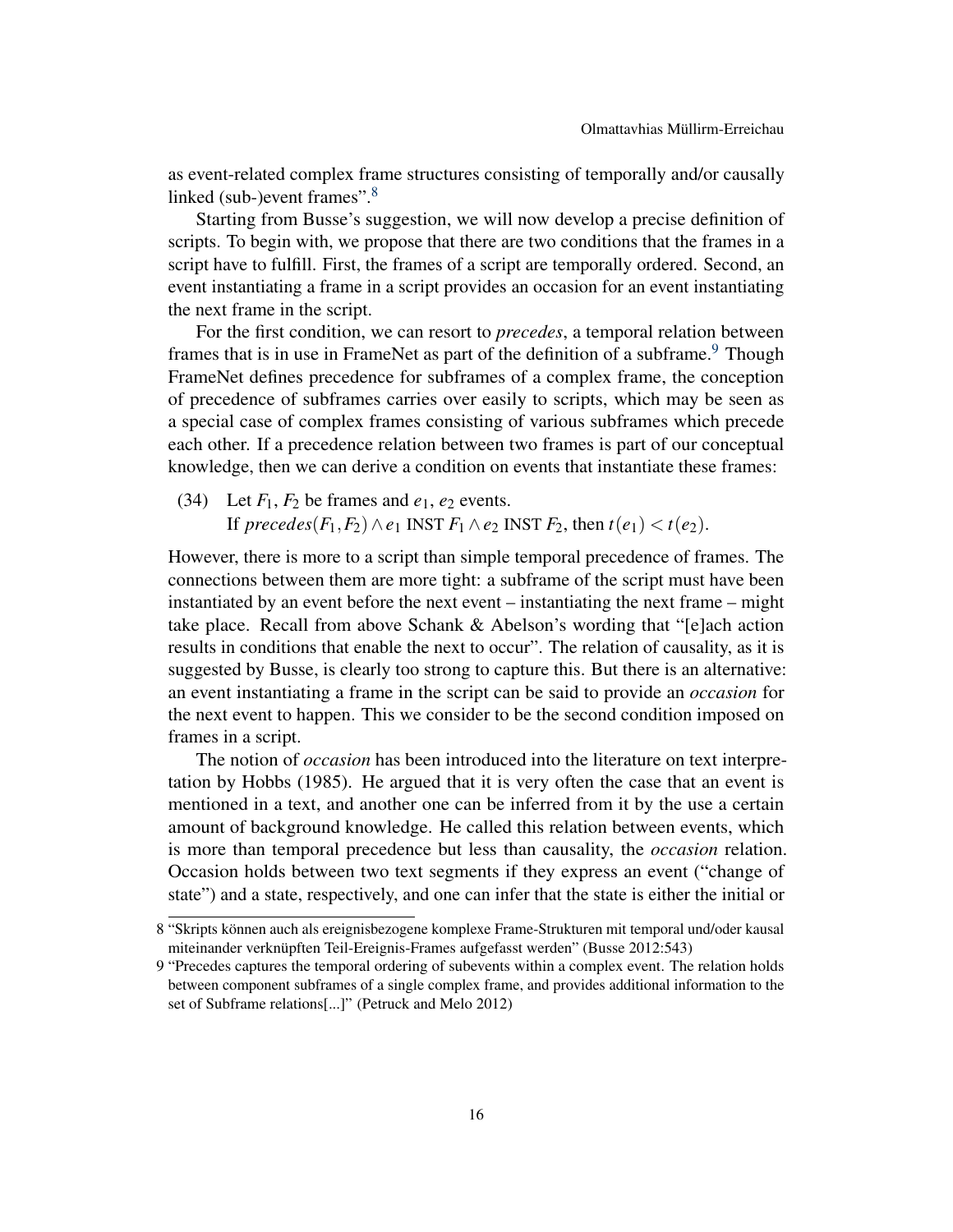as event-related complex frame structures consisting of temporally and/or causally linked (sub-)event frames".[8]

Starting from Busse's suggestion, we will now develop a precise definition of scripts. To begin with, we propose that there are two conditions that the frames in a script have to fulfill. First, the frames of a script are temporally ordered. Second, an event instantiating a frame in a script provides an occasion for an event instantiating the next frame in the script.

For the first condition, we can resort to *precedes*, a temporal relation between frames that is in use in FrameNet as part of the definition of a subframe.[9] Though FrameNet defines precedence for subframes of a complex frame, the conception of precedence of subframes carries over easily to scripts, which may be seen as a special case of complex frames consisting of various subframes which precede each other. If a precedence relation between two frames is part of our conceptual knowledge, then we can derive a condition on events that instantiate these frames:

(34) Let $F_1$, $F_2$ be frames and $e_1$, $e_2$ events.
If $precedes(F_1, F_2) \wedge e_1$ INST $F_1 \wedge e_2$ INST $F_2$, then $t(e_1) < t(e_2)$.

However, there is more to a script than simple temporal precedence of frames. The connections between them are more tight: a subframe of the script must have been instantiated by an event before the next event – instantiating the next frame – might take place. Recall from above Schank & Abelson's wording that "[e]ach action results in conditions that enable the next to occur". The relation of causality, as it is suggested by Busse, is clearly too strong to capture this. But there is an alternative: an event instantiating a frame in the script can be said to provide an *occasion* for the next event to happen. This we consider to be the second condition imposed on frames in a script.

The notion of *occasion* has been introduced into the literature on text interpretation by Hobbs (1985). He argued that it is very often the case that an event is mentioned in a text, and another one can be inferred from it by the use a certain amount of background knowledge. He called this relation between events, which is more than temporal precedence but less than causality, the *occasion* relation. Occasion holds between two text segments if they express an event ("change of state") and a state, respectively, and one can infer that the state is either the initial or

8 "Skripts können auch als ereignisbezogene komplexe Frame-Strukturen mit temporal und/oder kausal miteinander verknüpften Teil-Ereignis-Frames aufgefasst werden" (Busse 2012:543)

9 "Precedes captures the temporal ordering of subevents within a complex event. The relation holds between component subframes of a single complex frame, and provides additional information to the set of Subframe relations[...]" (Petruck and Melo 2012)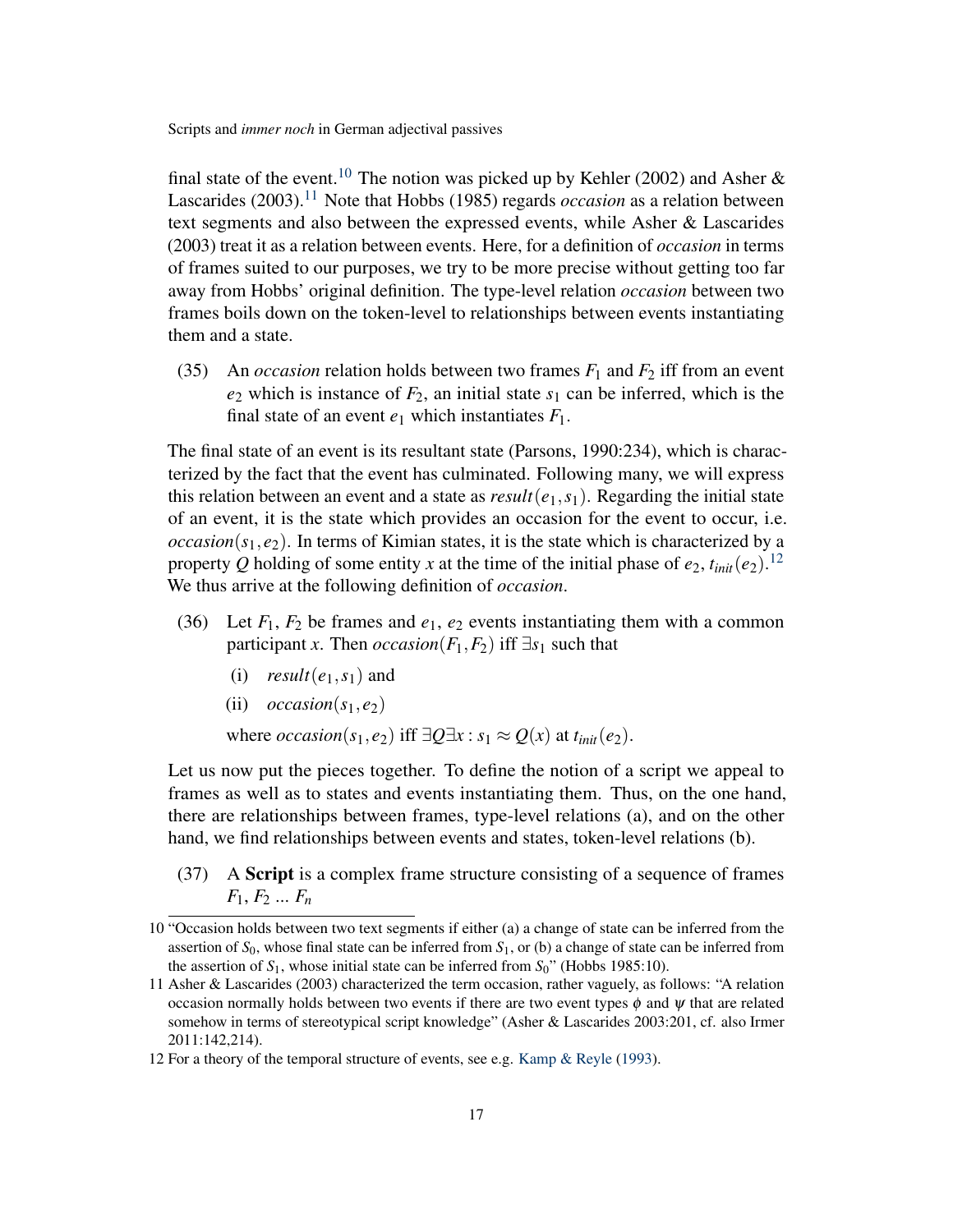final state of the event.[10] The notion was picked up by Kehler (2002) and Asher & Lascarides (2003).[11] Note that Hobbs (1985) regards *occasion* as a relation between text segments and also between the expressed events, while Asher & Lascarides (2003) treat it as a relation between events. Here, for a definition of *occasion* in terms of frames suited to our purposes, we try to be more precise without getting too far away from Hobbs' original definition. The type-level relation *occasion* between two frames boils down on the token-level to relationships between events instantiating them and a state.

(35) An *occasion* relation holds between two frames $F_1$ and $F_2$ iff from an event $e_2$ which is instance of $F_2$, an initial state $s_1$ can be inferred, which is the final state of an event $e_1$ which instantiates $F_1$.

The final state of an event is its resultant state (Parsons, 1990:234), which is characterized by the fact that the event has culminated. Following many, we will express this relation between an event and a state as $result(e_1, s_1)$. Regarding the initial state of an event, it is the state which provides an occasion for the event to occur, i.e. $occasion(s_1, e_2)$. In terms of Kimian states, it is the state which is characterized by a property $Q$ holding of some entity $x$ at the time of the initial phase of $e_2$, $t_{init}(e_2)$.[12] We thus arrive at the following definition of *occasion*.

(36) Let $F_1$, $F_2$ be frames and $e_1$, $e_2$ events instantiating them with a common participant $x$. Then $occasion(F_1, F_2)$ iff $\exists s_1$ such that

(i) $result(e_1, s_1)$ and

(ii) $occasion(s_1, e_2)$

where $occasion(s_1, e_2)$ iff $\exists Q \exists x : s_1 \approx Q(x)$ at $t_{init}(e_2)$.

Let us now put the pieces together. To define the notion of a script we appeal to frames as well as to states and events instantiating them. Thus, on the one hand, there are relationships between frames, type-level relations (a), and on the other hand, we find relationships between events and states, token-level relations (b).

(37) A **Script** is a complex frame structure consisting of a sequence of frames $F_1$, $F_2$ ... $F_n$

---

10 "Occasion holds between two text segments if either (a) a change of state can be inferred from the assertion of $S_0$, whose final state can be inferred from $S_1$, or (b) a change of state can be inferred from the assertion of $S_1$, whose initial state can be inferred from $S_0$" (Hobbs 1985:10).

11 Asher & Lascarides (2003) characterized the term occasion, rather vaguely, as follows: "A relation occasion normally holds between two events if there are two event types $\phi$ and $\psi$ that are related somehow in terms of stereotypical script knowledge" (Asher & Lascarides 2003:201, cf. also Irmer 2011:142,214).

12 For a theory of the temporal structure of events, see e.g. Kamp & Reyle (1993).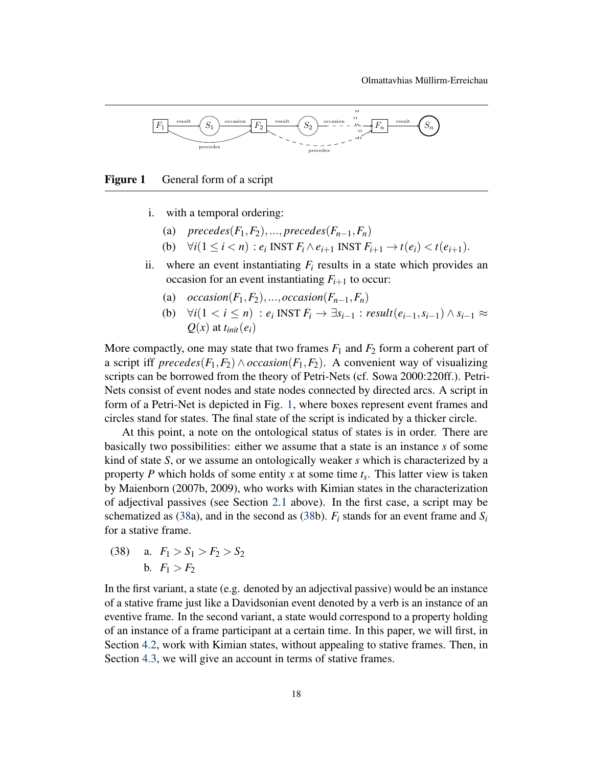Figure 1 General form of a script

i. with a temporal ordering:

   (a) $precedes(F_1, F_2), ..., precedes(F_{n-1}, F_n)$

   (b) $\forall i(1 \leq i < n) : e_i$ INST $F_i \wedge e_{i+1}$ INST $F_{i+1} \rightarrow t(e_i) < t(e_{i+1})$.

ii. where an event instantiating $F_i$ results in a state which provides an occasion for an event instantiating $F_{i+1}$ to occur:

   (a) $occasion(F_1, F_2), ..., occasion(F_{n-1}, F_n)$

   (b) $\forall i(1 < i \leq n) : e_i$ INST $F_i \rightarrow \exists s_{i-1} : result(e_{i-1}, s_{i-1}) \wedge s_{i-1} \approx Q(x)$ at $t_{init}(e_i)$

More compactly, one may state that two frames $F_1$ and $F_2$ form a coherent part of a script iff $precedes(F_1, F_2) \wedge occasion(F_1, F_2)$. A convenient way of visualizing scripts can be borrowed from the theory of Petri-Nets (cf. Sowa 2000:220ff.). Petri-Nets consist of event nodes and state nodes connected by directed arcs. A script in form of a Petri-Net is depicted in Fig. 1, where boxes represent event frames and circles stand for states. The final state of the script is indicated by a thicker circle.

At this point, a note on the ontological status of states is in order. There are basically two possibilities: either we assume that a state is an instance $s$ of some kind of state $S$, or we assume an ontologically weaker $s$ which is characterized by a property $P$ which holds of some entity $x$ at some time $t_s$. This latter view is taken by Maienborn (2007b, 2009), who works with Kimian states in the characterization of adjectival passives (see Section 2.1 above). In the first case, a script may be schematized as (38a), and in the second as (38b). $F_i$ stands for an event frame and $S_i$ for a stative frame.

(38) a. $F_1 > S_1 > F_2 > S_2$

     b. $F_1 > F_2$

In the first variant, a state (e.g. denoted by an adjectival passive) would be an instance of a stative frame just like a Davidsonian event denoted by a verb is an instance of an eventive frame. In the second variant, a state would correspond to a property holding of an instance of a frame participant at a certain time. In this paper, we will first, in Section 4.2, work with Kimian states, without appealing to stative frames. Then, in Section 4.3, we will give an account in terms of stative frames.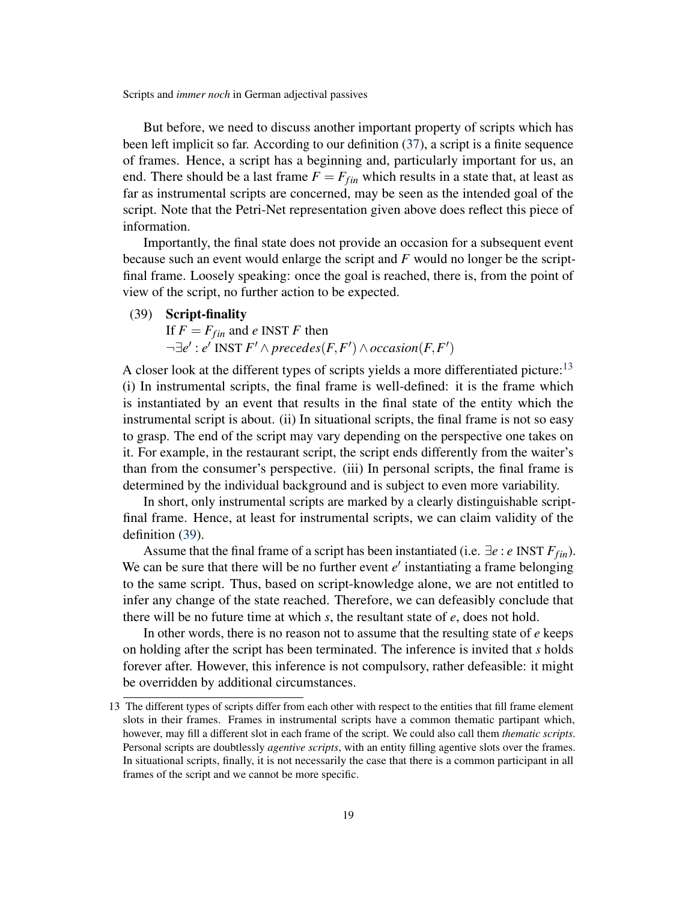But before, we need to discuss another important property of scripts which has been left implicit so far. According to our definition (37), a script is a finite sequence of frames. Hence, a script has a beginning and, particularly important for us, an end. There should be a last frame $F = F_{fin}$ which results in a state that, at least as far as instrumental scripts are concerned, may be seen as the intended goal of the script. Note that the Petri-Net representation given above does reflect this piece of information.

Importantly, the final state does not provide an occasion for a subsequent event because such an event would enlarge the script and $F$ would no longer be the script-final frame. Loosely speaking: once the goal is reached, there is, from the point of view of the script, no further action to be expected.

(39) **Script-finality**
If $F = F_{fin}$ and $e$ INST $F$ then
$\neg\exists e' : e'$ INST $F' \wedge precedes(F, F') \wedge occasion(F, F')$

A closer look at the different types of scripts yields a more differentiated picture:[13] (i) In instrumental scripts, the final frame is well-defined: it is the frame which is instantiated by an event that results in the final state of the entity which the instrumental script is about. (ii) In situational scripts, the final frame is not so easy to grasp. The end of the script may vary depending on the perspective one takes on it. For example, in the restaurant script, the script ends differently from the waiter's than from the consumer's perspective. (iii) In personal scripts, the final frame is determined by the individual background and is subject to even more variability.

In short, only instrumental scripts are marked by a clearly distinguishable script-final frame. Hence, at least for instrumental scripts, we can claim validity of the definition (39).

Assume that the final frame of a script has been instantiated (i.e. $\exists e : e$ INST $F_{fin}$). We can be sure that there will be no further event $e'$ instantiating a frame belonging to the same script. Thus, based on script-knowledge alone, we are not entitled to infer any change of the state reached. Therefore, we can defeasibly conclude that there will be no future time at which $s$, the resultant state of $e$, does not hold.

In other words, there is no reason not to assume that the resulting state of $e$ keeps on holding after the script has been terminated. The inference is invited that $s$ holds forever after. However, this inference is not compulsory, rather defeasible: it might be overridden by additional circumstances.

13 The different types of scripts differ from each other with respect to the entities that fill frame element slots in their frames. Frames in instrumental scripts have a common thematic partipant which, however, may fill a different slot in each frame of the script. We could also call them *thematic scripts*. Personal scripts are doubtless *agentive scripts*, with an entity filling agentive slots over the frames. In situational scripts, finally, it is not necessarily the case that there is a common participant in all frames of the script and we cannot be more specific.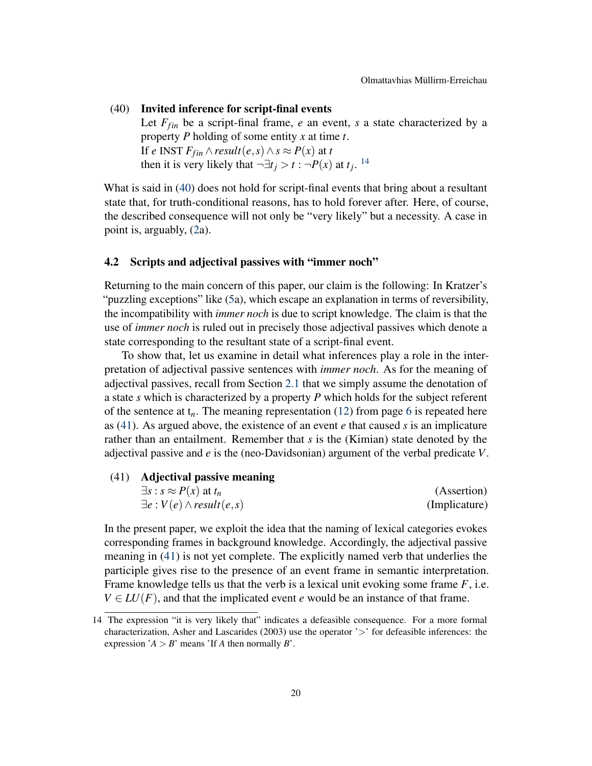(40) **Invited inference for script-final events**
Let $F_{fin}$ be a script-final frame, $e$ an event, $s$ a state characterized by a property $P$ holding of some entity $x$ at time $t$.
If $e$ INST $F_{fin} \wedge result(e,s) \wedge s \approx P(x)$ at $t$
then it is very likely that $\neg\exists t_j > t : \neg P(x)$ at $t_j$. [14]

What is said in (40) does not hold for script-final events that bring about a resultant state that, for truth-conditional reasons, has to hold forever after. Here, of course, the described consequence will not only be "very likely" but a necessity. A case in point is, arguably, (2a).

### 4.2 Scripts and adjectival passives with "immer noch"

Returning to the main concern of this paper, our claim is the following: In Kratzer's "puzzling exceptions" like (5a), which escape an explanation in terms of reversibility, the incompatibility with *immer noch* is due to script knowledge. The claim is that the use of *immer noch* is ruled out in precisely those adjectival passives which denote a state corresponding to the resultant state of a script-final event.

To show that, let us examine in detail what inferences play a role in the interpretation of adjectival passive sentences with *immer noch*. As for the meaning of adjectival passives, recall from Section 2.1 that we simply assume the denotation of a state $s$ which is characterized by a property $P$ which holds for the subject referent of the sentence at $t_n$. The meaning representation (12) from page 6 is repeated here as (41). As argued above, the existence of an event $e$ that caused $s$ is an implicature rather than an entailment. Remember that $s$ is the (Kimian) state denoted by the adjectival passive and $e$ is the (neo-Davidsonian) argument of the verbal predicate $V$.

(41) **Adjectival passive meaning**
$\exists s : s \approx P(x)$ at $t_n$ (Assertion)
$\exists e : V(e) \wedge result(e,s)$ (Implicature)

In the present paper, we exploit the idea that the naming of lexical categories evokes corresponding frames in background knowledge. Accordingly, the adjectival passive meaning in (41) is not yet complete. The explicitly named verb that underlies the participle gives rise to the presence of an event frame in semantic interpretation. Frame knowledge tells us that the verb is a lexical unit evoking some frame $F$, i.e. $V \in LU(F)$, and that the implicated event $e$ would be an instance of that frame.

14 The expression "it is very likely that" indicates a defeasible consequence. For a more formal characterization, Asher and Lascarides (2003) use the operator '>' for defeasible inferences: the expression '$A > B$' means 'If $A$ then normally $B$'.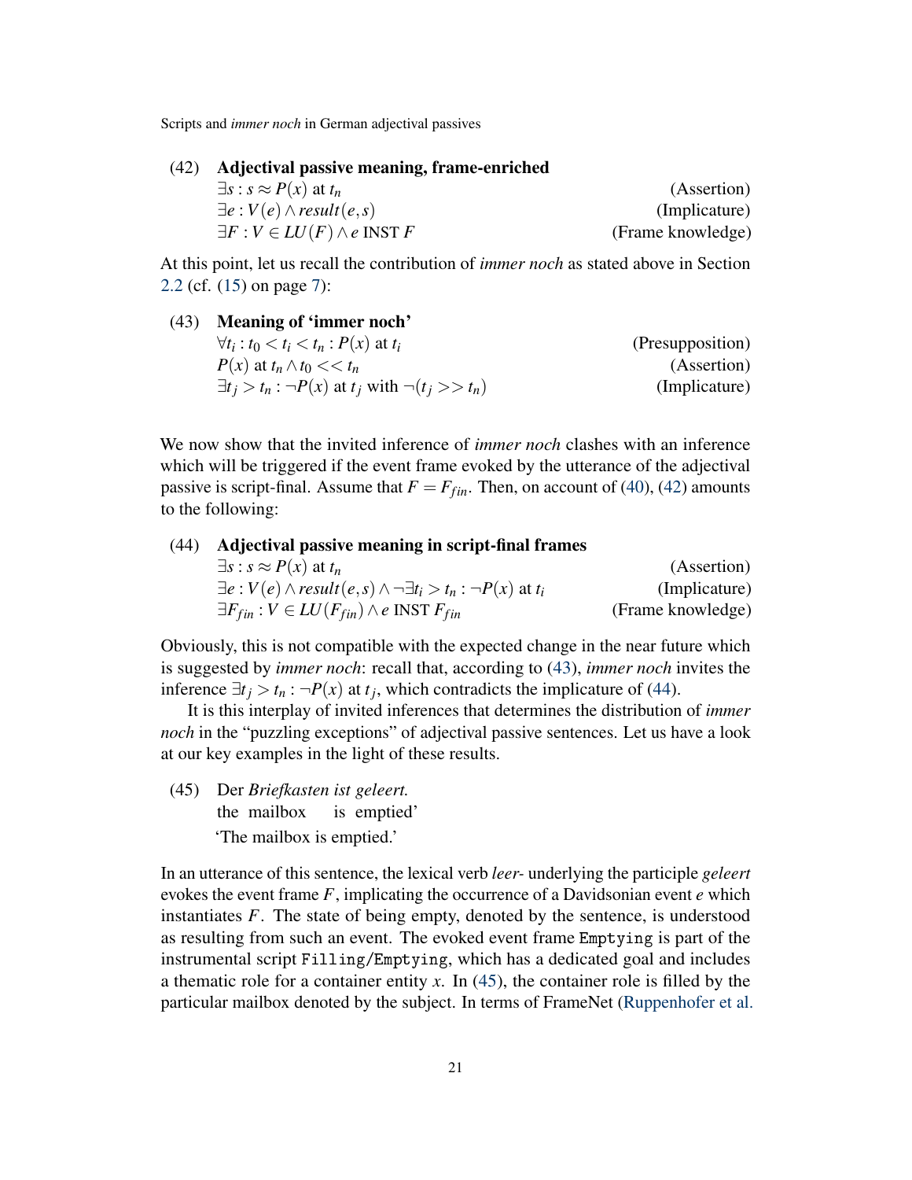(42) **Adjectival passive meaning, frame-enriched**

$\exists s : s \approx P(x)$ at $t_n$ (Assertion)

$\exists e : V(e) \wedge result(e,s)$ (Implicature)

$\exists F : V \in LU(F) \wedge e$ INST $F$ (Frame knowledge)

At this point, let us recall the contribution of *immer noch* as stated above in Section 2.2 (cf. (15) on page 7):

(43) **Meaning of 'immer noch'**

$\forall t_i : t_0 < t_i < t_n : P(x)$ at $t_i$ (Presupposition)

$P(x)$ at $t_n \wedge t_0 << t_n$ (Assertion)

$\exists t_j > t_n : \neg P(x)$ at $t_j$ with $\neg(t_j >> t_n)$ (Implicature)

We now show that the invited inference of *immer noch* clashes with an inference which will be triggered if the event frame evoked by the utterance of the adjectival passive is script-final. Assume that $F = F_{fin}$. Then, on account of (40), (42) amounts to the following:

(44) **Adjectival passive meaning in script-final frames**

$\exists s : s \approx P(x)$ at $t_n$ (Assertion)

$\exists e : V(e) \wedge result(e,s) \wedge \neg \exists t_i > t_n : \neg P(x)$ at $t_i$ (Implicature)

$\exists F_{fin} : V \in LU(F_{fin}) \wedge e$ INST $F_{fin}$ (Frame knowledge)

Obviously, this is not compatible with the expected change in the near future which is suggested by *immer noch*: recall that, according to (43), *immer noch* invites the inference $\exists t_j > t_n : \neg P(x)$ at $t_j$, which contradicts the implicature of (44).

It is this interplay of invited inferences that determines the distribution of *immer noch* in the "puzzling exceptions" of adjectival passive sentences. Let us have a look at our key examples in the light of these results.

(45) Der *Briefkasten ist geleert.*
the mailbox is emptied'
'The mailbox is emptied.'

In an utterance of this sentence, the lexical verb *leer-* underlying the participle *geleert* evokes the event frame $F$, implicating the occurrence of a Davidsonian event $e$ which instantiates $F$. The state of being empty, denoted by the sentence, is understood as resulting from such an event. The evoked event frame `Emptying` is part of the instrumental script `Filling/Emptying`, which has a dedicated goal and includes a thematic role for a container entity $x$. In (45), the container role is filled by the particular mailbox denoted by the subject. In terms of FrameNet (Ruppenhofer et al.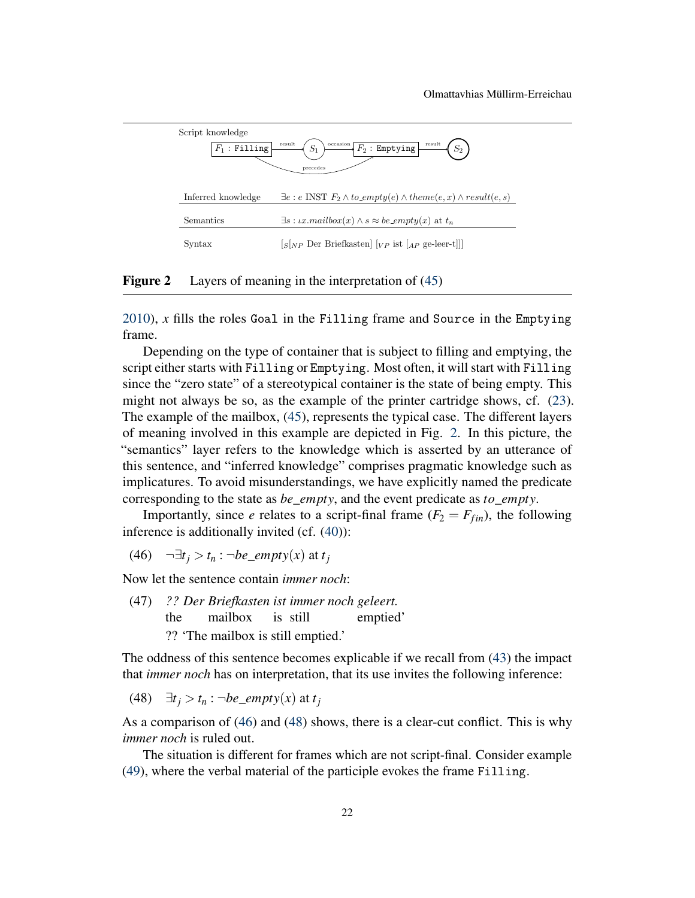Script knowledge

$F_1$ : Filling —result→ $S_1$ —occasion→ $F_2$ : Emptying —result→ $S_2$ ($F_1$ precedes $F_2$)

| | |
|---|---|
| Inferred knowledge | $\exists e : e \text{ INST } F_2 \wedge to\_empty(e) \wedge theme(e, x) \wedge result(e, s)$ |
| Semantics | $\exists s : \iota x.mailbox(x) \wedge s \approx be\_empty(x)$ at $t_n$ |
| Syntax | $[_S [_{NP}$ Der Briefkasten$]$ $[_{VP}$ ist $[_{AP}$ ge-leer-t$]]]$ |

**Figure 2** Layers of meaning in the interpretation of (45)

2010), $x$ fills the roles Goal in the Filling frame and Source in the Emptying frame.

Depending on the type of container that is subject to filling and emptying, the script either starts with Filling or Emptying. Most often, it will start with Filling since the "zero state" of a stereotypical container is the state of being empty. This might not always be so, as the example of the printer cartridge shows, cf. (23). The example of the mailbox, (45), represents the typical case. The different layers of meaning involved in this example are depicted in Fig. 2. In this picture, the "semantics" layer refers to the knowledge which is asserted by an utterance of this sentence, and "inferred knowledge" comprises pragmatic knowledge such as implicatures. To avoid misunderstandings, we have explicitly named the predicate corresponding to the state as *be_empty*, and the event predicate as *to_empty*.

Importantly, since $e$ relates to a script-final frame ($F_2 = F_{fin}$), the following inference is additionally invited (cf. (40)):

(46) $\neg\exists t_j > t_n : \neg be\_empty(x)$ at $t_j$

Now let the sentence contain *immer noch*:

(47) *?? Der Briefkasten ist immer noch geleert.*
the mailbox is still emptied'
?? 'The mailbox is still emptied.'

The oddness of this sentence becomes explicable if we recall from (43) the impact that *immer noch* has on interpretation, that its use invites the following inference:

(48) $\exists t_j > t_n : \neg be\_empty(x)$ at $t_j$

As a comparison of (46) and (48) shows, there is a clear-cut conflict. This is why *immer noch* is ruled out.

The situation is different for frames which are not script-final. Consider example (49), where the verbal material of the participle evokes the frame Filling.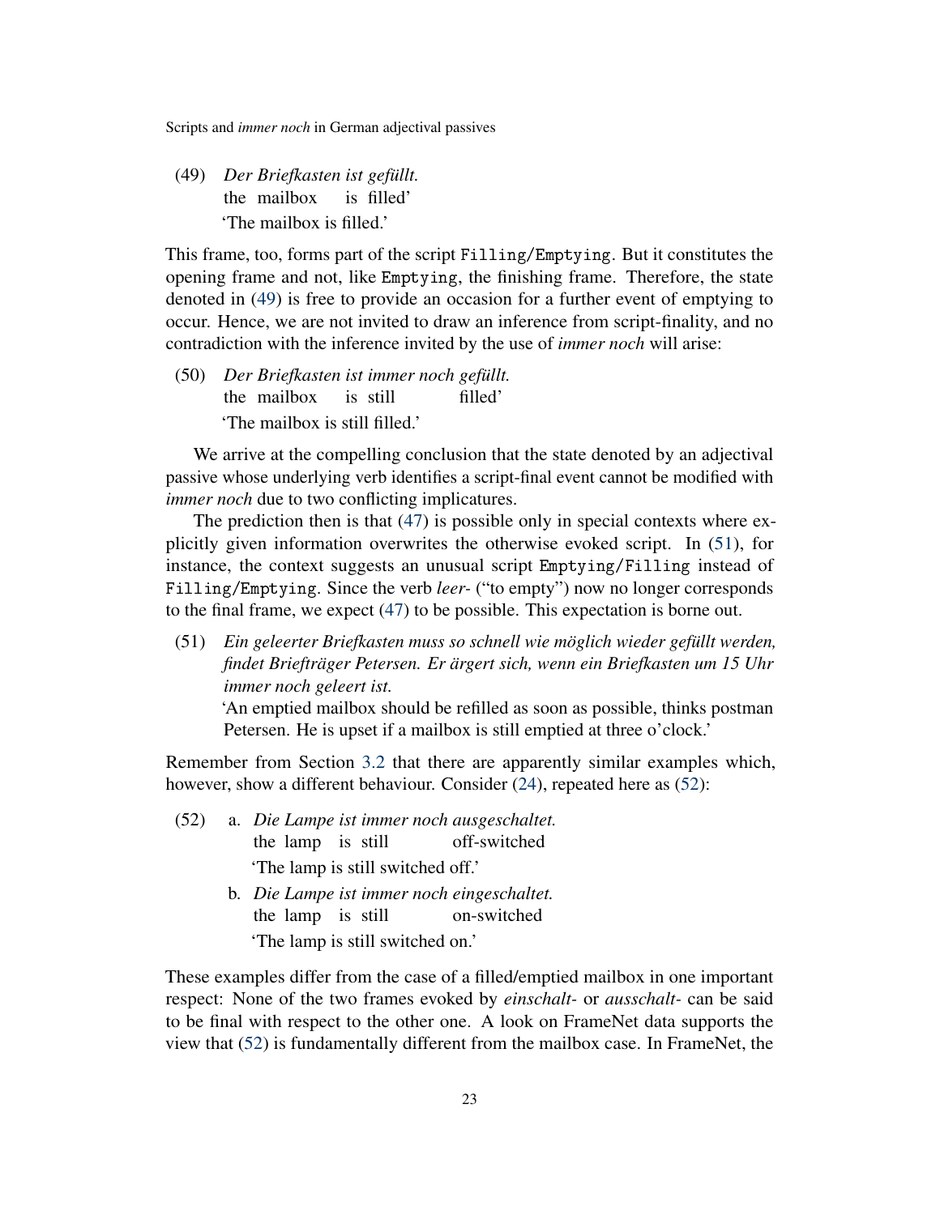(49) *Der Briefkasten ist gefüllt.*
the mailbox is filled'
'The mailbox is filled.'

This frame, too, forms part of the script `Filling/Emptying`. But it constitutes the opening frame and not, like `Emptying`, the finishing frame. Therefore, the state denoted in (49) is free to provide an occasion for a further event of emptying to occur. Hence, we are not invited to draw an inference from script-finality, and no contradiction with the inference invited by the use of *immer noch* will arise:

(50) *Der Briefkasten ist immer noch gefüllt.*
the mailbox is still filled'
'The mailbox is still filled.'

We arrive at the compelling conclusion that the state denoted by an adjectival passive whose underlying verb identifies a script-final event cannot be modified with *immer noch* due to two conflicting implicatures.

The prediction then is that (47) is possible only in special contexts where explicitly given information overwrites the otherwise evoked script. In (51), for instance, the context suggests an unusual script `Emptying/Filling` instead of `Filling/Emptying`. Since the verb *leer-* ("to empty") now no longer corresponds to the final frame, we expect (47) to be possible. This expectation is borne out.

(51) *Ein geleerter Briefkasten muss so schnell wie möglich wieder gefüllt werden, findet Briefträger Petersen. Er ärgert sich, wenn ein Briefkasten um 15 Uhr immer noch geleert ist.*
'An emptied mailbox should be refilled as soon as possible, thinks postman Petersen. He is upset if a mailbox is still emptied at three o'clock.'

Remember from Section 3.2 that there are apparently similar examples which, however, show a different behaviour. Consider (24), repeated here as (52):

(52) a. *Die Lampe ist immer noch ausgeschaltet.*
the lamp is still off-switched
'The lamp is still switched off.'

b. *Die Lampe ist immer noch eingeschaltet.*
the lamp is still on-switched
'The lamp is still switched on.'

These examples differ from the case of a filled/emptied mailbox in one important respect: None of the two frames evoked by *einschalt-* or *ausschalt-* can be said to be final with respect to the other one. A look on FrameNet data supports the view that (52) is fundamentally different from the mailbox case. In FrameNet, the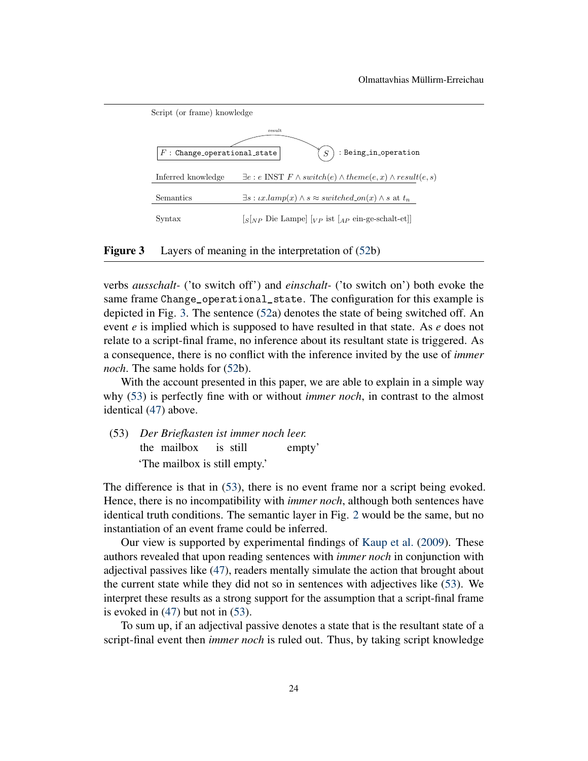Script (or frame) knowledge

$F$ : Change_operational_state —result→ $S$ : Being_in_operation

| | |
|---|---|
| Inferred knowledge | $\exists e : e$ INST $F \wedge switch(e) \wedge theme(e, x) \wedge result(e, s)$ |
| Semantics | $\exists s : \iota x.lamp(x) \wedge s \approx switched\_on(x) \wedge s$ at $t_n$ |
| Syntax | $[_S[_{NP}$ Die Lampe$]$ $[_{VP}$ ist $[_{AP}$ ein-ge-schalt-et$]]$ |

**Figure 3** Layers of meaning in the interpretation of (52b)

verbs *ausschalt-* ('to switch off') and *einschalt-* ('to switch on') both evoke the same frame Change_operational_state. The configuration for this example is depicted in Fig. 3. The sentence (52a) denotes the state of being switched off. An event *e* is implied which is supposed to have resulted in that state. As *e* does not relate to a script-final frame, no inference about its resultant state is triggered. As a consequence, there is no conflict with the inference invited by the use of *immer noch*. The same holds for (52b).

With the account presented in this paper, we are able to explain in a simple way why (53) is perfectly fine with or without *immer noch*, in contrast to the almost identical (47) above.

(53) *Der Briefkasten ist immer noch leer.*
 the mailbox is still empty'
 'The mailbox is still empty.'

The difference is that in (53), there is no event frame nor a script being evoked. Hence, there is no incompatibility with *immer noch*, although both sentences have identical truth conditions. The semantic layer in Fig. 2 would be the same, but no instantiation of an event frame could be inferred.

Our view is supported by experimental findings of Kaup et al. (2009). These authors revealed that upon reading sentences with *immer noch* in conjunction with adjectival passives like (47), readers mentally simulate the action that brought about the current state while they did not so in sentences with adjectives like (53). We interpret these results as a strong support for the assumption that a script-final frame is evoked in (47) but not in (53).

To sum up, if an adjectival passive denotes a state that is the resultant state of a script-final event then *immer noch* is ruled out. Thus, by taking script knowledge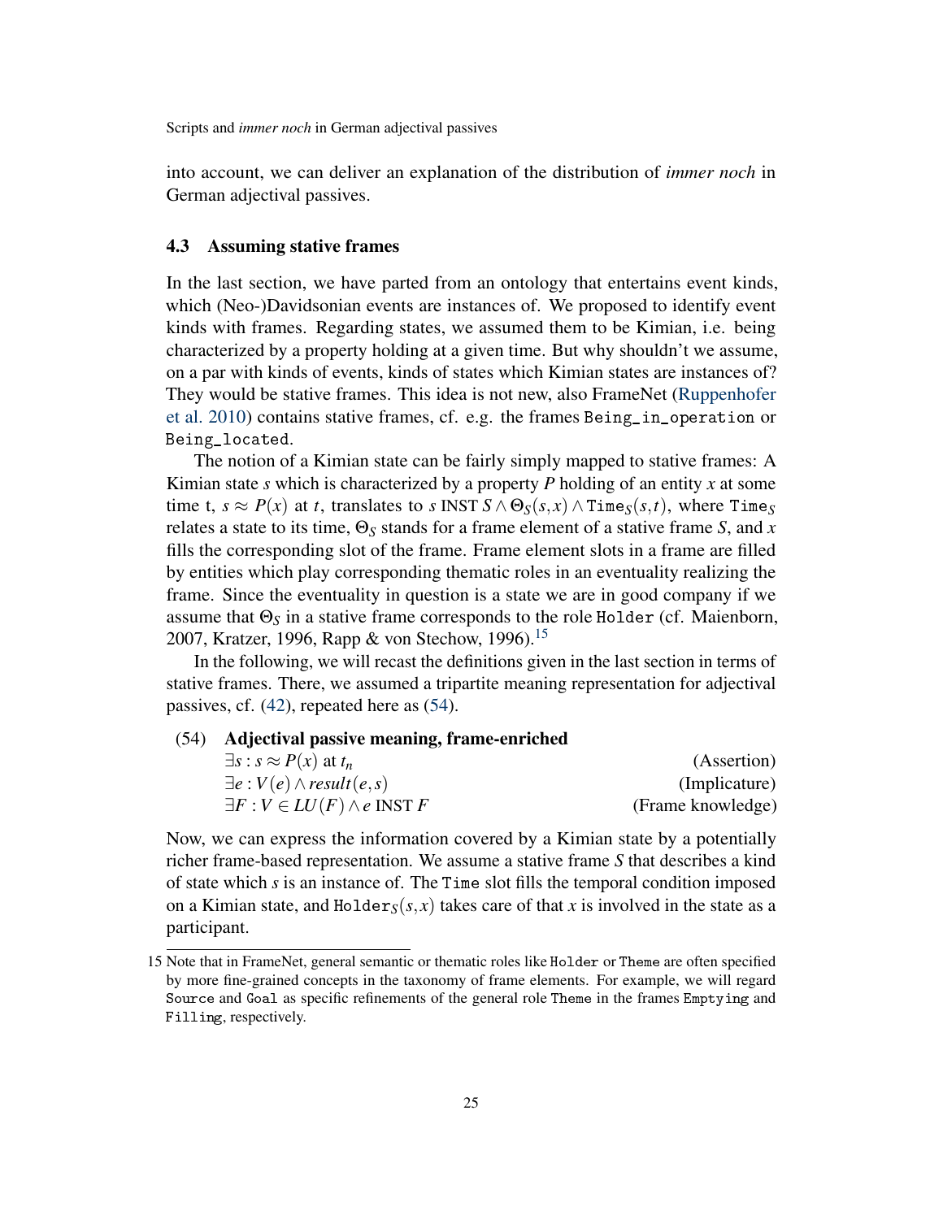into account, we can deliver an explanation of the distribution of *immer noch* in German adjectival passives.

### 4.3 Assuming stative frames

In the last section, we have parted from an ontology that entertains event kinds, which (Neo-)Davidsonian events are instances of. We proposed to identify event kinds with frames. Regarding states, we assumed them to be Kimian, i.e. being characterized by a property holding at a given time. But why shouldn't we assume, on a par with kinds of events, kinds of states which Kimian states are instances of? They would be stative frames. This idea is not new, also FrameNet (Ruppenhofer et al. 2010) contains stative frames, cf. e.g. the frames `Being_in_operation` or `Being_located`.

The notion of a Kimian state can be fairly simply mapped to stative frames: A Kimian state $s$ which is characterized by a property $P$ holding of an entity $x$ at some time t, $s \approx P(x)$ at $t$, translates to $s$ INST $S \wedge \Theta_S(s,x) \wedge \mathtt{Time}_S(s,t)$, where $\mathtt{Time}_S$ relates a state to its time, $\Theta_S$ stands for a frame element of a stative frame $S$, and $x$ fills the corresponding slot of the frame. Frame element slots in a frame are filled by entities which play corresponding thematic roles in an eventuality realizing the frame. Since the eventuality in question is a state we are in good company if we assume that $\Theta_S$ in a stative frame corresponds to the role `Holder` (cf. Maienborn, 2007, Kratzer, 1996, Rapp & von Stechow, 1996).[15]

In the following, we will recast the definitions given in the last section in terms of stative frames. There, we assumed a tripartite meaning representation for adjectival passives, cf. (42), repeated here as (54).

(54) **Adjectival passive meaning, frame-enriched**

| | |
|---|---|
| $\exists s : s \approx P(x)$ at $t_n$ | (Assertion) |
| $\exists e : V(e) \wedge result(e,s)$ | (Implicature) |
| $\exists F : V \in LU(F) \wedge e$ INST $F$ | (Frame knowledge) |

Now, we can express the information covered by a Kimian state by a potentially richer frame-based representation. We assume a stative frame $S$ that describes a kind of state which $s$ is an instance of. The `Time` slot fills the temporal condition imposed on a Kimian state, and $\mathtt{Holder}_S(s,x)$ takes care of that $x$ is involved in the state as a participant.

---

15 Note that in FrameNet, general semantic or thematic roles like `Holder` or `Theme` are often specified by more fine-grained concepts in the taxonomy of frame elements. For example, we will regard `Source` and `Goal` as specific refinements of the general role `Theme` in the frames `Emptying` and `Filling`, respectively.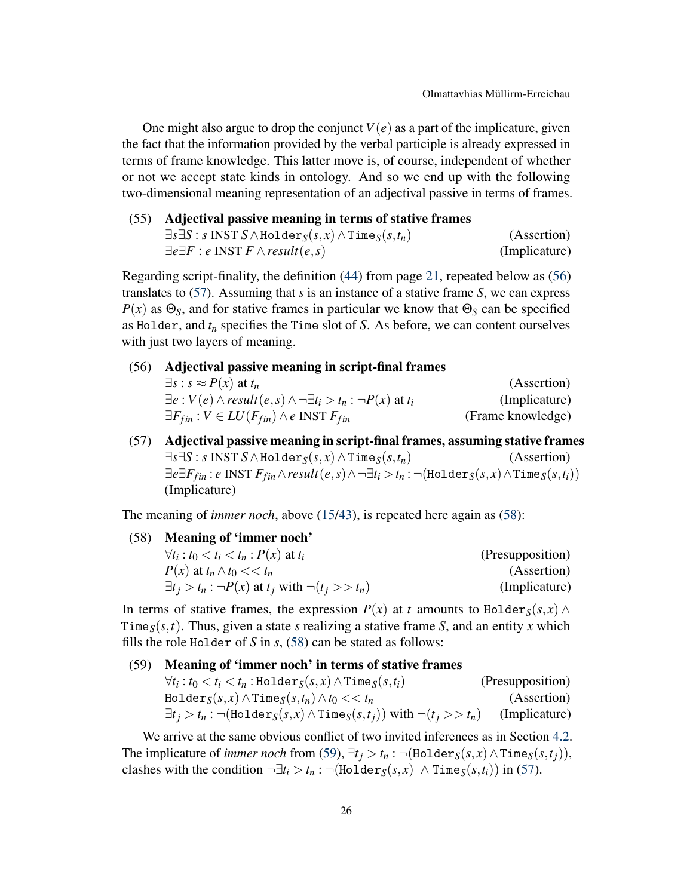One might also argue to drop the conjunct $V(e)$ as a part of the implicature, given the fact that the information provided by the verbal participle is already expressed in terms of frame knowledge. This latter move is, of course, independent of whether or not we accept state kinds in ontology. And so we end up with the following two-dimensional meaning representation of an adjectival passive in terms of frames.

(55) **Adjectival passive meaning in terms of stative frames**
$\exists s \exists S : s \text{ INST } S \wedge \texttt{Holder}_S(s,x) \wedge \texttt{Time}_S(s,t_n)$ (Assertion)
$\exists e \exists F : e \text{ INST } F \wedge \mathit{result}(e,s)$ (Implicature)

Regarding script-finality, the definition (44) from page 21, repeated below as (56) translates to (57). Assuming that $s$ is an instance of a stative frame $S$, we can express $P(x)$ as $\Theta_S$, and for stative frames in particular we know that $\Theta_S$ can be specified as `Holder`, and $t_n$ specifies the `Time` slot of $S$. As before, we can content ourselves with just two layers of meaning.

(56) **Adjectival passive meaning in script-final frames**
$\exists s : s \approx P(x) \text{ at } t_n$ (Assertion)
$\exists e : V(e) \wedge \mathit{result}(e,s) \wedge \neg \exists t_i > t_n : \neg P(x) \text{ at } t_i$ (Implicature)
$\exists F_{fin} : V \in LU(F_{fin}) \wedge e \text{ INST } F_{fin}$ (Frame knowledge)

(57) **Adjectival passive meaning in script-final frames, assuming stative frames**
$\exists s \exists S : s \text{ INST } S \wedge \texttt{Holder}_S(s,x) \wedge \texttt{Time}_S(s,t_n)$ (Assertion)
$\exists e \exists F_{fin} : e \text{ INST } F_{fin} \wedge \mathit{result}(e,s) \wedge \neg \exists t_i > t_n : \neg(\texttt{Holder}_S(s,x) \wedge \texttt{Time}_S(s,t_i))$
(Implicature)

The meaning of *immer noch*, above (15/43), is repeated here again as (58):

(58) **Meaning of 'immer noch'**
$\forall t_i : t_0 < t_i < t_n : P(x) \text{ at } t_i$ (Presupposition)
$P(x) \text{ at } t_n \wedge t_0 << t_n$ (Assertion)
$\exists t_j > t_n : \neg P(x) \text{ at } t_j \text{ with } \neg(t_j >> t_n)$ (Implicature)

In terms of stative frames, the expression $P(x)$ at $t$ amounts to $\texttt{Holder}_S(s,x) \wedge \texttt{Time}_S(s,t)$. Thus, given a state $s$ realizing a stative frame $S$, and an entity $x$ which fills the role `Holder` of $S$ in $s$, (58) can be stated as follows:

(59) **Meaning of 'immer noch' in terms of stative frames**
$\forall t_i : t_0 < t_i < t_n : \texttt{Holder}_S(s,x) \wedge \texttt{Time}_S(s,t_i)$ (Presupposition)
$\texttt{Holder}_S(s,x) \wedge \texttt{Time}_S(s,t_n) \wedge t_0 << t_n$ (Assertion)
$\exists t_j > t_n : \neg(\texttt{Holder}_S(s,x) \wedge \texttt{Time}_S(s,t_j)) \text{ with } \neg(t_j >> t_n)$ (Implicature)

We arrive at the same obvious conflict of two invited inferences as in Section 4.2. The implicature of *immer noch* from (59), $\exists t_j > t_n : \neg(\texttt{Holder}_S(s,x) \wedge \texttt{Time}_S(s,t_j))$, clashes with the condition $\neg \exists t_i > t_n : \neg(\texttt{Holder}_S(s,x) \wedge \texttt{Time}_S(s,t_i))$ in (57).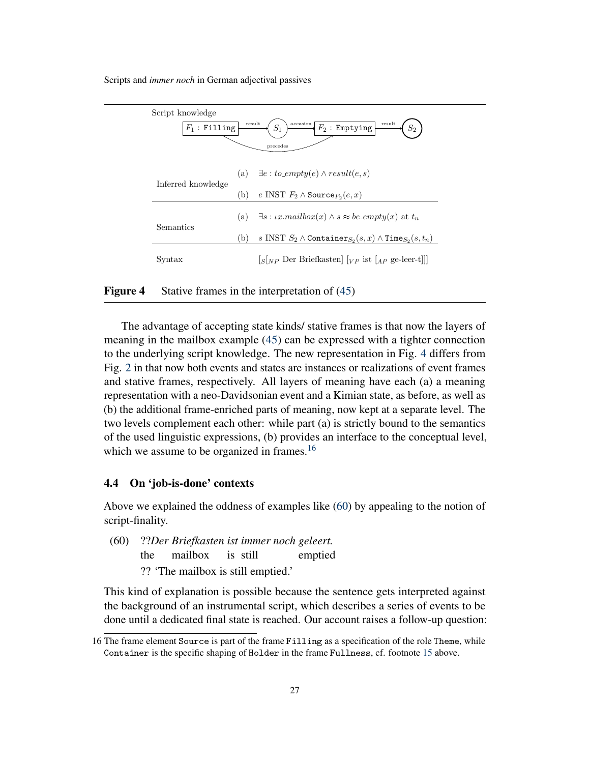Script knowledge

$F_1$ : Filling —result→ $S_1$ —occasion→ $F_2$ : Emptying —result→ $S_2$ ($F_1$ precedes $F_2$)

| | | |
|---|---|---|
| Inferred knowledge | (a) | $\exists e : to\_empty(e) \land result(e, s)$ |
| | (b) | $e$ INST $F_2 \land \texttt{Source}_{F_2}(e, x)$ |
| Semantics | (a) | $\exists s : \iota x.mailbox(x) \land s \approx be\_empty(x)$ at $t_n$ |
| | (b) | $s$ INST $S_2 \land \texttt{Container}_{S_2}(s, x) \land \texttt{Time}_{S_2}(s, t_n)$ |
| Syntax | | $[_S[_{NP}$ Der Briefkasten$]$ $[_{VP}$ ist $[_{AP}$ ge-leer-t$]]]$ |

**Figure 4** Stative frames in the interpretation of (45)

The advantage of accepting state kinds/ stative frames is that now the layers of meaning in the mailbox example (45) can be expressed with a tighter connection to the underlying script knowledge. The new representation in Fig. 4 differs from Fig. 2 in that now both events and states are instances or realizations of event frames and stative frames, respectively. All layers of meaning have each (a) a meaning representation with a neo-Davidsonian event and a Kimian state, as before, as well as (b) the additional frame-enriched parts of meaning, now kept at a separate level. The two levels complement each other: while part (a) is strictly bound to the semantics of the used linguistic expressions, (b) provides an interface to the conceptual level, which we assume to be organized in frames.[16]

### 4.4 On 'job-is-done' contexts

Above we explained the oddness of examples like (60) by appealing to the notion of script-finality.

(60) ??*Der Briefkasten ist immer noch geleert.*
the mailbox is still emptied
?? 'The mailbox is still emptied.'

This kind of explanation is possible because the sentence gets interpreted against the background of an instrumental script, which describes a series of events to be done until a dedicated final state is reached. Our account raises a follow-up question:

16 The frame element Source is part of the frame Filling as a specification of the role Theme, while Container is the specific shaping of Holder in the frame Fullness, cf. footnote 15 above.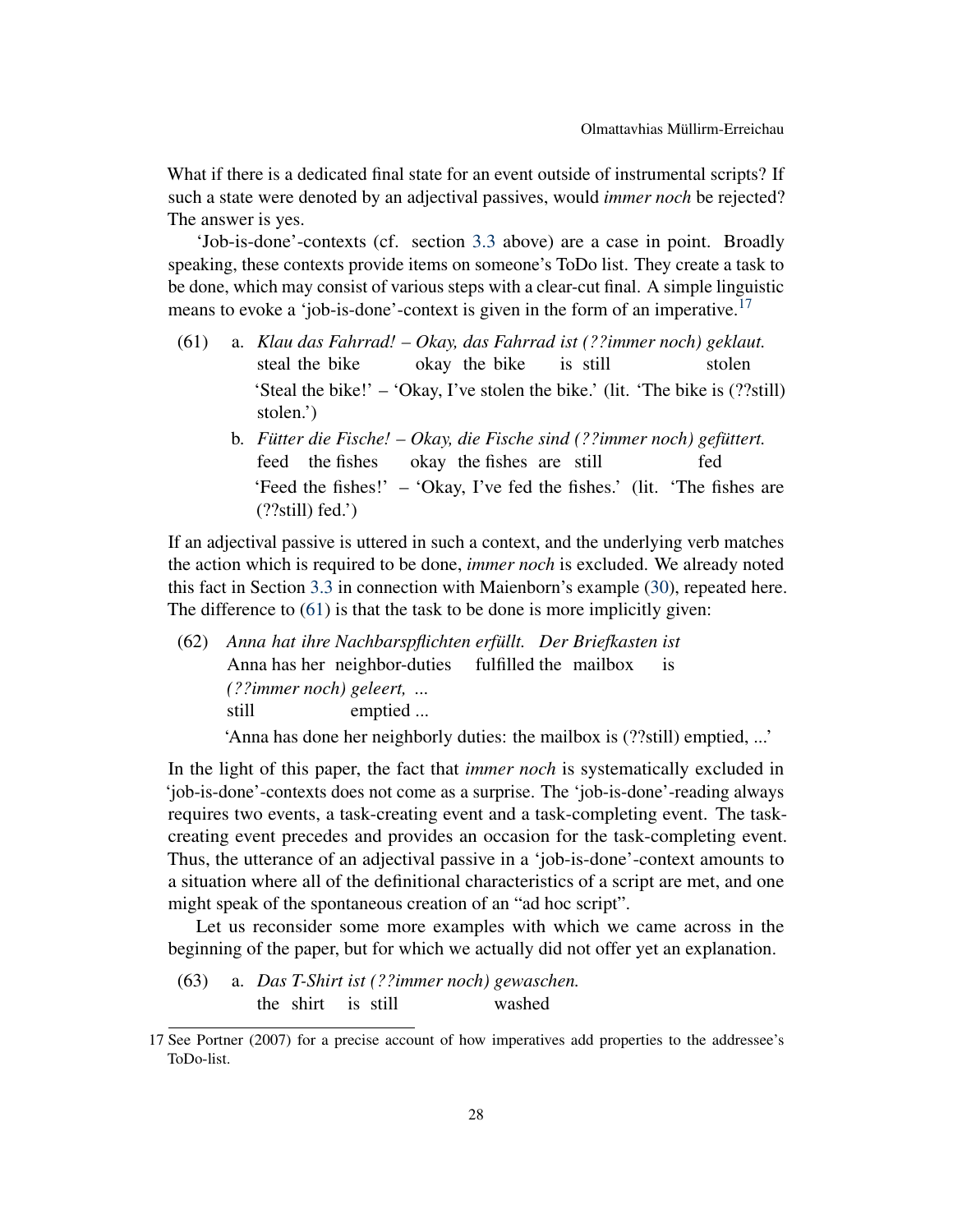What if there is a dedicated final state for an event outside of instrumental scripts? If such a state were denoted by an adjectival passives, would *immer noch* be rejected? The answer is yes.

'Job-is-done'-contexts (cf. section 3.3 above) are a case in point. Broadly speaking, these contexts provide items on someone's ToDo list. They create a task to be done, which may consist of various steps with a clear-cut final. A simple linguistic means to evoke a 'job-is-done'-context is given in the form of an imperative.[17]

(61) a. *Klau das Fahrrad! – Okay, das Fahrrad ist (??immer noch) geklaut.*
steal the bike okay the bike is still stolen
'Steal the bike!' – 'Okay, I've stolen the bike.' (lit. 'The bike is (??still) stolen.')

b. *Fütter die Fische! – Okay, die Fische sind (??immer noch) gefüttert.*
feed the fishes okay the fishes are still fed
'Feed the fishes!' – 'Okay, I've fed the fishes.' (lit. 'The fishes are (??still) fed.')

If an adjectival passive is uttered in such a context, and the underlying verb matches the action which is required to be done, *immer noch* is excluded. We already noted this fact in Section 3.3 in connection with Maienborn's example (30), repeated here. The difference to (61) is that the task to be done is more implicitly given:

(62) *Anna hat ihre Nachbarspflichten erfüllt. Der Briefkasten ist (??immer noch) geleert, ...*
Anna has her neighbor-duties fulfilled the mailbox is still emptied ...
'Anna has done her neighborly duties: the mailbox is (??still) emptied, ...'

In the light of this paper, the fact that *immer noch* is systematically excluded in 'job-is-done'-contexts does not come as a surprise. The 'job-is-done'-reading always requires two events, a task-creating event and a task-completing event. The task-creating event precedes and provides an occasion for the task-completing event. Thus, the utterance of an adjectival passive in a 'job-is-done'-context amounts to a situation where all of the definitional characteristics of a script are met, and one might speak of the spontaneous creation of an "ad hoc script".

Let us reconsider some more examples with which we came across in the beginning of the paper, but for which we actually did not offer yet an explanation.

(63) a. *Das T-Shirt ist (??immer noch) gewaschen.*
the shirt is still washed

[17] See Portner (2007) for a precise account of how imperatives add properties to the addressee's ToDo-list.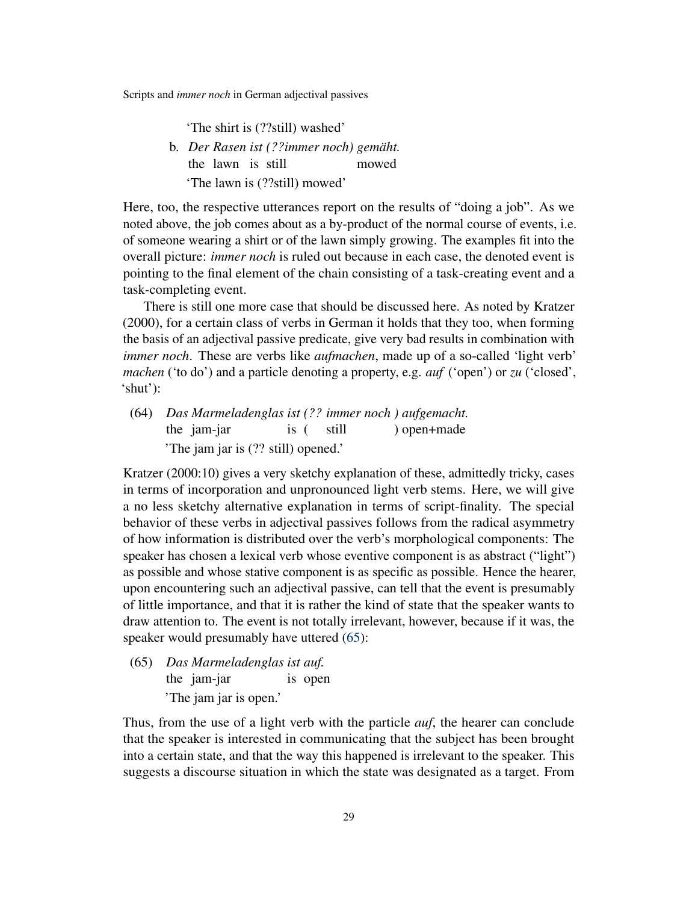'The shirt is (??still) washed'

b. *Der Rasen ist (??immer noch) gemäht.*
   the lawn is still mowed
   'The lawn is (??still) mowed'

Here, too, the respective utterances report on the results of "doing a job". As we noted above, the job comes about as a by-product of the normal course of events, i.e. of someone wearing a shirt or of the lawn simply growing. The examples fit into the overall picture: *immer noch* is ruled out because in each case, the denoted event is pointing to the final element of the chain consisting of a task-creating event and a task-completing event.

There is still one more case that should be discussed here. As noted by Kratzer (2000), for a certain class of verbs in German it holds that they too, when forming the basis of an adjectival passive predicate, give very bad results in combination with *immer noch*. These are verbs like *aufmachen*, made up of a so-called 'light verb' *machen* ('to do') and a particle denoting a property, e.g. *auf* ('open') or *zu* ('closed', 'shut'):

(64) *Das Marmeladenglas ist (?? immer noch ) aufgemacht.*
   the jam-jar is ( still ) open+made
   'The jam jar is (?? still) opened.'

Kratzer (2000:10) gives a very sketchy explanation of these, admittedly tricky, cases in terms of incorporation and unpronounced light verb stems. Here, we will give a no less sketchy alternative explanation in terms of script-finality. The special behavior of these verbs in adjectival passives follows from the radical asymmetry of how information is distributed over the verb's morphological components: The speaker has chosen a lexical verb whose eventive component is as abstract ("light") as possible and whose stative component is as specific as possible. Hence the hearer, upon encountering such an adjectival passive, can tell that the event is presumably of little importance, and that it is rather the kind of state that the speaker wants to draw attention to. The event is not totally irrelevant, however, because if it was, the speaker would presumably have uttered (65):

(65) *Das Marmeladenglas ist auf.*
   the jam-jar is open
   'The jam jar is open.'

Thus, from the use of a light verb with the particle *auf*, the hearer can conclude that the speaker is interested in communicating that the subject has been brought into a certain state, and that the way this happened is irrelevant to the speaker. This suggests a discourse situation in which the state was designated as a target. From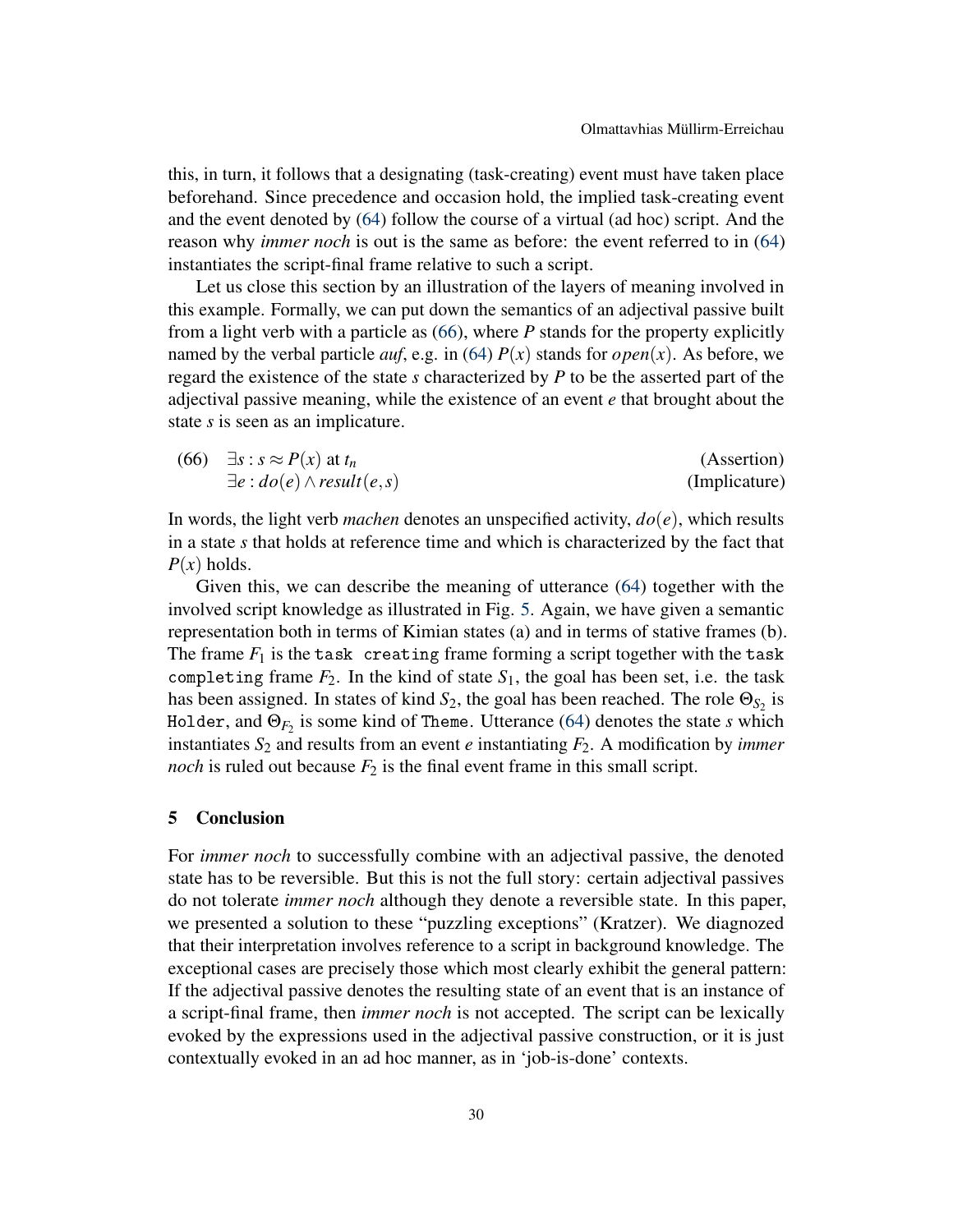this, in turn, it follows that a designating (task-creating) event must have taken place beforehand. Since precedence and occasion hold, the implied task-creating event and the event denoted by (64) follow the course of a virtual (ad hoc) script. And the reason why *immer noch* is out is the same as before: the event referred to in (64) instantiates the script-final frame relative to such a script.

Let us close this section by an illustration of the layers of meaning involved in this example. Formally, we can put down the semantics of an adjectival passive built from a light verb with a particle as (66), where $P$ stands for the property explicitly named by the verbal particle *auf*, e.g. in (64) $P(x)$ stands for $open(x)$. As before, we regard the existence of the state $s$ characterized by $P$ to be the asserted part of the adjectival passive meaning, while the existence of an event $e$ that brought about the state $s$ is seen as an implicature.

(66) $\exists s : s \approx P(x)$ at $t_n$ (Assertion)
$\exists e : do(e) \wedge result(e,s)$ (Implicature)

In words, the light verb *machen* denotes an unspecified activity, $do(e)$, which results in a state $s$ that holds at reference time and which is characterized by the fact that $P(x)$ holds.

Given this, we can describe the meaning of utterance (64) together with the involved script knowledge as illustrated in Fig. 5. Again, we have given a semantic representation both in terms of Kimian states (a) and in terms of stative frames (b). The frame $F_1$ is the `task creating` frame forming a script together with the `task completing` frame $F_2$. In the kind of state $S_1$, the goal has been set, i.e. the task has been assigned. In states of kind $S_2$, the goal has been reached. The role $\Theta_{S_2}$ is `Holder`, and $\Theta_{F_2}$ is some kind of `Theme`. Utterance (64) denotes the state $s$ which instantiates $S_2$ and results from an event $e$ instantiating $F_2$. A modification by *immer noch* is ruled out because $F_2$ is the final event frame in this small script.

## 5 Conclusion

For *immer noch* to successfully combine with an adjectival passive, the denoted state has to be reversible. But this is not the full story: certain adjectival passives do not tolerate *immer noch* although they denote a reversible state. In this paper, we presented a solution to these "puzzling exceptions" (Kratzer). We diagnozed that their interpretation involves reference to a script in background knowledge. The exceptional cases are precisely those which most clearly exhibit the general pattern: If the adjectival passive denotes the resulting state of an event that is an instance of a script-final frame, then *immer noch* is not accepted. The script can be lexically evoked by the expressions used in the adjectival passive construction, or it is just contextually evoked in an ad hoc manner, as in 'job-is-done' contexts.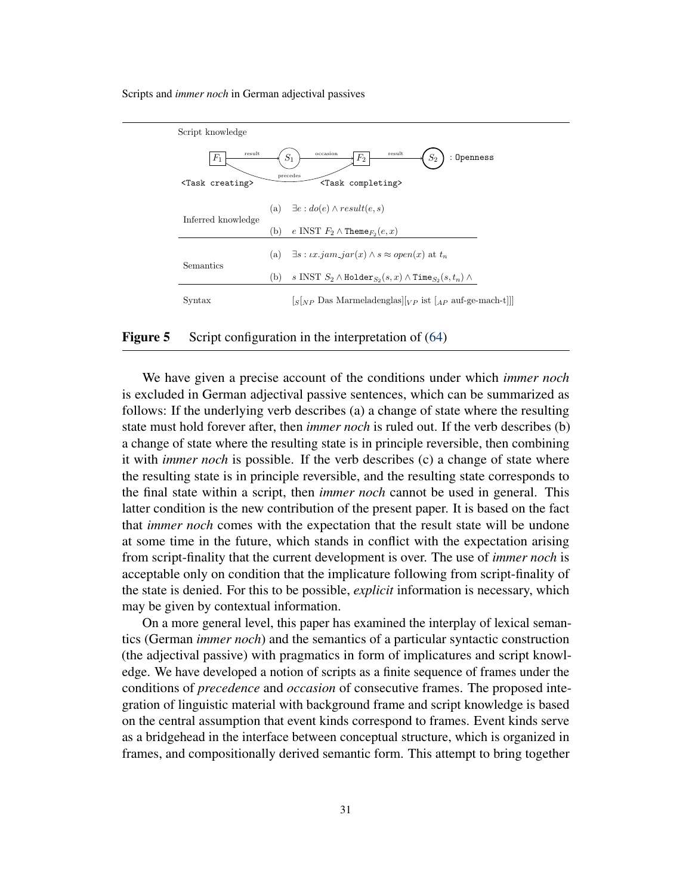Script knowledge

$F_1$ —result→ $S_1$ —occasion→ $F_2$ —result→ $S_2$ : Openness

$F_1$ —precedes→ $F_2$

<Task creating> <Task completing>

| | | |
|---|---|---|
| Inferred knowledge | (a) | $\exists e : do(e) \wedge result(e, s)$ |
| | (b) | $e$ INST $F_2 \wedge \texttt{Theme}_{F_2}(e, x)$ |
| Semantics | (a) | $\exists s : \iota x.jam\_jar(x) \wedge s \approx open(x)$ at $t_n$ |
| | (b) | $s$ INST $S_2 \wedge \texttt{Holder}_{S_2}(s, x) \wedge \texttt{Time}_{S_2}(s, t_n) \wedge$ |
| Syntax | | $[_S[_{NP}$ Das Marmeladenglas$][_{VP}$ ist $[_{AP}$ auf-ge-mach-t$]]]$ |

**Figure 5** Script configuration in the interpretation of (64)

We have given a precise account of the conditions under which *immer noch* is excluded in German adjectival passive sentences, which can be summarized as follows: If the underlying verb describes (a) a change of state where the resulting state must hold forever after, then *immer noch* is ruled out. If the verb describes (b) a change of state where the resulting state is in principle reversible, then combining it with *immer noch* is possible. If the verb describes (c) a change of state where the resulting state is in principle reversible, and the resulting state corresponds to the final state within a script, then *immer noch* cannot be used in general. This latter condition is the new contribution of the present paper. It is based on the fact that *immer noch* comes with the expectation that the result state will be undone at some time in the future, which stands in conflict with the expectation arising from script-finality that the current development is over. The use of *immer noch* is acceptable only on condition that the implicature following from script-finality of the state is denied. For this to be possible, *explicit* information is necessary, which may be given by contextual information.

On a more general level, this paper has examined the interplay of lexical semantics (German *immer noch*) and the semantics of a particular syntactic construction (the adjectival passive) with pragmatics in form of implicatures and script knowledge. We have developed a notion of scripts as a finite sequence of frames under the conditions of *precedence* and *occasion* of consecutive frames. The proposed integration of linguistic material with background frame and script knowledge is based on the central assumption that event kinds correspond to frames. Event kinds serve as a bridgehead in the interface between conceptual structure, which is organized in frames, and compositionally derived semantic form. This attempt to bring together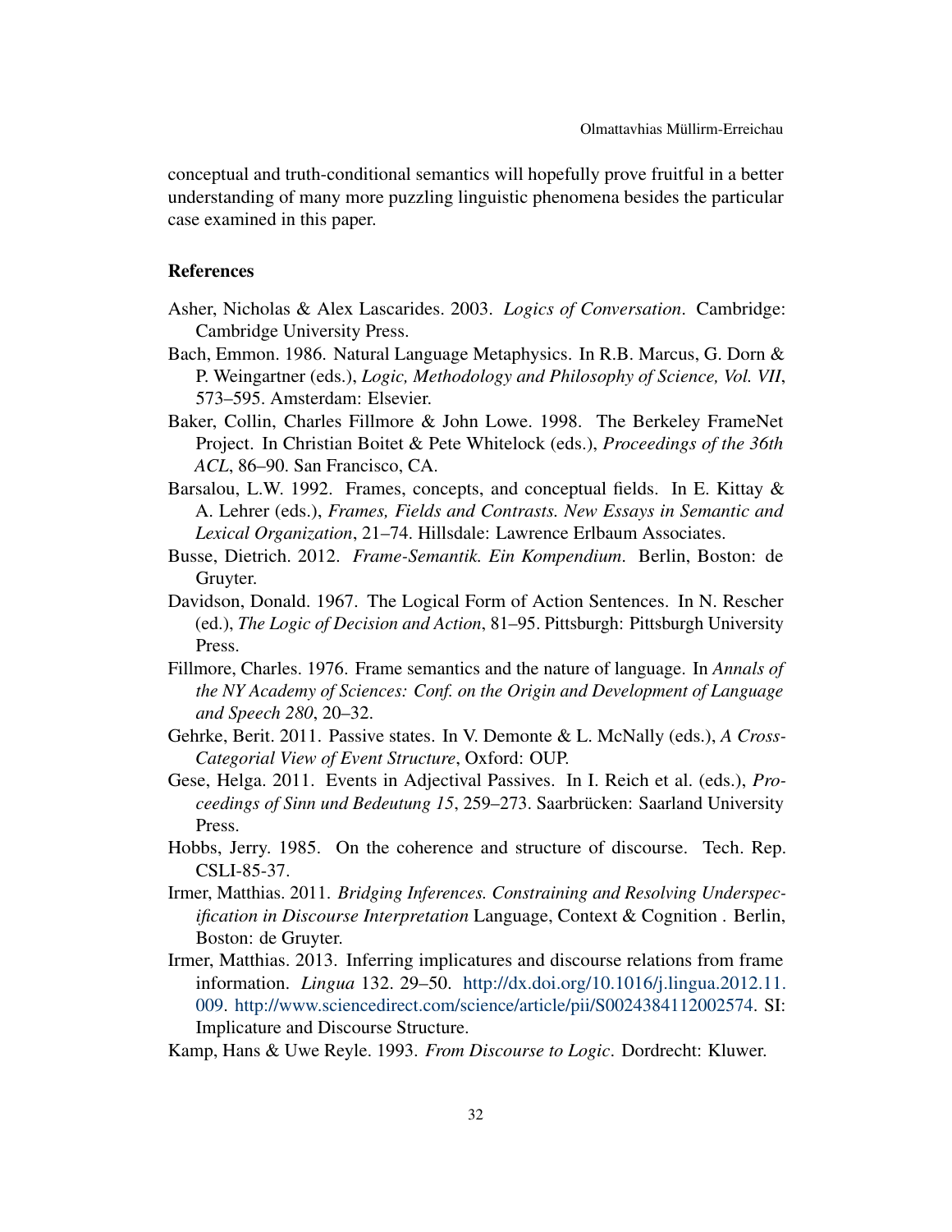conceptual and truth-conditional semantics will hopefully prove fruitful in a better understanding of many more puzzling linguistic phenomena besides the particular case examined in this paper.

## References

Asher, Nicholas & Alex Lascarides. 2003. *Logics of Conversation*. Cambridge: Cambridge University Press.

Bach, Emmon. 1986. Natural Language Metaphysics. In R.B. Marcus, G. Dorn & P. Weingartner (eds.), *Logic, Methodology and Philosophy of Science, Vol. VII*, 573–595. Amsterdam: Elsevier.

Baker, Collin, Charles Fillmore & John Lowe. 1998. The Berkeley FrameNet Project. In Christian Boitet & Pete Whitelock (eds.), *Proceedings of the 36th ACL*, 86–90. San Francisco, CA.

Barsalou, L.W. 1992. Frames, concepts, and conceptual fields. In E. Kittay & A. Lehrer (eds.), *Frames, Fields and Contrasts. New Essays in Semantic and Lexical Organization*, 21–74. Hillsdale: Lawrence Erlbaum Associates.

Busse, Dietrich. 2012. *Frame-Semantik. Ein Kompendium*. Berlin, Boston: de Gruyter.

Davidson, Donald. 1967. The Logical Form of Action Sentences. In N. Rescher (ed.), *The Logic of Decision and Action*, 81–95. Pittsburgh: Pittsburgh University Press.

Fillmore, Charles. 1976. Frame semantics and the nature of language. In *Annals of the NY Academy of Sciences: Conf. on the Origin and Development of Language and Speech 280*, 20–32.

Gehrke, Berit. 2011. Passive states. In V. Demonte & L. McNally (eds.), *A Cross-Categorial View of Event Structure*, Oxford: OUP.

Gese, Helga. 2011. Events in Adjectival Passives. In I. Reich et al. (eds.), *Proceedings of Sinn und Bedeutung 15*, 259–273. Saarbrücken: Saarland University Press.

Hobbs, Jerry. 1985. On the coherence and structure of discourse. Tech. Rep. CSLI-85-37.

Irmer, Matthias. 2011. *Bridging Inferences. Constraining and Resolving Underspecification in Discourse Interpretation* Language, Context & Cognition . Berlin, Boston: de Gruyter.

Irmer, Matthias. 2013. Inferring implicatures and discourse relations from frame information. *Lingua* 132. 29–50. http://dx.doi.org/10.1016/j.lingua.2012.11.009. http://www.sciencedirect.com/science/article/pii/S0024384112002574. SI: Implicature and Discourse Structure.

Kamp, Hans & Uwe Reyle. 1993. *From Discourse to Logic*. Dordrecht: Kluwer.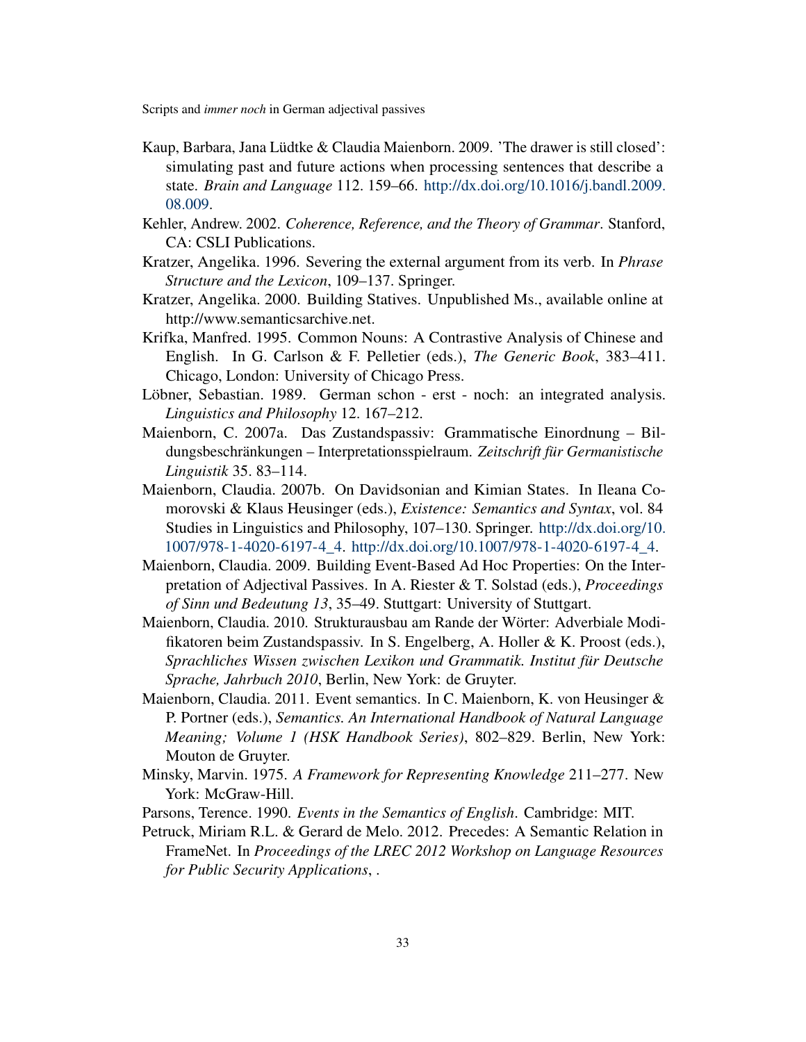Kaup, Barbara, Jana Lüdtke & Claudia Maienborn. 2009. 'The drawer is still closed': simulating past and future actions when processing sentences that describe a state. *Brain and Language* 112. 159–66. http://dx.doi.org/10.1016/j.bandl.2009.08.009.

Kehler, Andrew. 2002. *Coherence, Reference, and the Theory of Grammar*. Stanford, CA: CSLI Publications.

Kratzer, Angelika. 1996. Severing the external argument from its verb. In *Phrase Structure and the Lexicon*, 109–137. Springer.

Kratzer, Angelika. 2000. Building Statives. Unpublished Ms., available online at http://www.semanticsarchive.net.

Krifka, Manfred. 1995. Common Nouns: A Contrastive Analysis of Chinese and English. In G. Carlson & F. Pelletier (eds.), *The Generic Book*, 383–411. Chicago, London: University of Chicago Press.

Löbner, Sebastian. 1989. German schon - erst - noch: an integrated analysis. *Linguistics and Philosophy* 12. 167–212.

Maienborn, C. 2007a. Das Zustandspassiv: Grammatische Einordnung – Bildungsbeschränkungen – Interpretationsspielraum. *Zeitschrift für Germanistische Linguistik* 35. 83–114.

Maienborn, Claudia. 2007b. On Davidsonian and Kimian States. In Ileana Comorovski & Klaus Heusinger (eds.), *Existence: Semantics and Syntax*, vol. 84 Studies in Linguistics and Philosophy, 107–130. Springer. http://dx.doi.org/10.1007/978-1-4020-6197-4_4. http://dx.doi.org/10.1007/978-1-4020-6197-4_4.

Maienborn, Claudia. 2009. Building Event-Based Ad Hoc Properties: On the Interpretation of Adjectival Passives. In A. Riester & T. Solstad (eds.), *Proceedings of Sinn und Bedeutung 13*, 35–49. Stuttgart: University of Stuttgart.

Maienborn, Claudia. 2010. Strukturausbau am Rande der Wörter: Adverbiale Modifikatoren beim Zustandspassiv. In S. Engelberg, A. Holler & K. Proost (eds.), *Sprachliches Wissen zwischen Lexikon und Grammatik. Institut für Deutsche Sprache, Jahrbuch 2010*, Berlin, New York: de Gruyter.

Maienborn, Claudia. 2011. Event semantics. In C. Maienborn, K. von Heusinger & P. Portner (eds.), *Semantics. An International Handbook of Natural Language Meaning; Volume 1 (HSK Handbook Series)*, 802–829. Berlin, New York: Mouton de Gruyter.

Minsky, Marvin. 1975. *A Framework for Representing Knowledge* 211–277. New York: McGraw-Hill.

Parsons, Terence. 1990. *Events in the Semantics of English*. Cambridge: MIT.

Petruck, Miriam R.L. & Gerard de Melo. 2012. Precedes: A Semantic Relation in FrameNet. In *Proceedings of the LREC 2012 Workshop on Language Resources for Public Security Applications*, .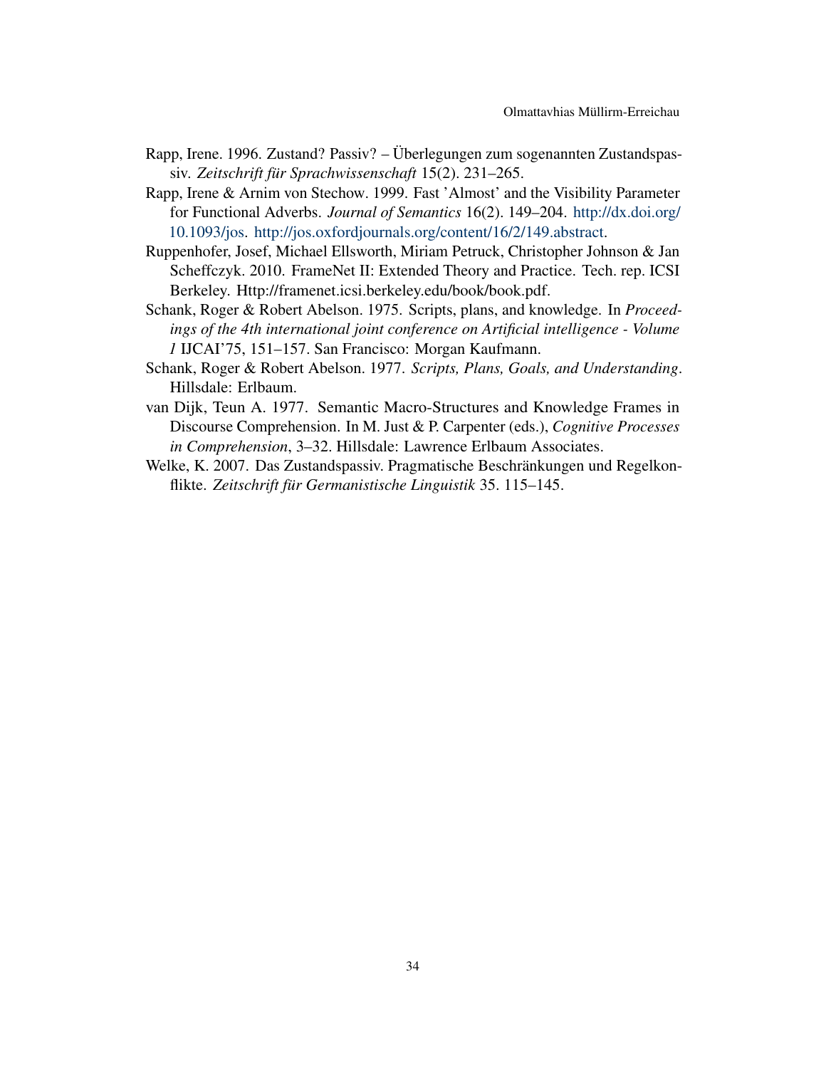Rapp, Irene. 1996. Zustand? Passiv? – Überlegungen zum sogenannten Zustandspassiv. *Zeitschrift für Sprachwissenschaft* 15(2). 231–265.

Rapp, Irene & Arnim von Stechow. 1999. Fast 'Almost' and the Visibility Parameter for Functional Adverbs. *Journal of Semantics* 16(2). 149–204. http://dx.doi.org/10.1093/jos. http://jos.oxfordjournals.org/content/16/2/149.abstract.

Ruppenhofer, Josef, Michael Ellsworth, Miriam Petruck, Christopher Johnson & Jan Scheffczyk. 2010. FrameNet II: Extended Theory and Practice. Tech. rep. ICSI Berkeley. Http://framenet.icsi.berkeley.edu/book/book.pdf.

Schank, Roger & Robert Abelson. 1975. Scripts, plans, and knowledge. In *Proceedings of the 4th international joint conference on Artificial intelligence - Volume 1* IJCAI'75, 151–157. San Francisco: Morgan Kaufmann.

Schank, Roger & Robert Abelson. 1977. *Scripts, Plans, Goals, and Understanding*. Hillsdale: Erlbaum.

van Dijk, Teun A. 1977. Semantic Macro-Structures and Knowledge Frames in Discourse Comprehension. In M. Just & P. Carpenter (eds.), *Cognitive Processes in Comprehension*, 3–32. Hillsdale: Lawrence Erlbaum Associates.

Welke, K. 2007. Das Zustandspassiv. Pragmatische Beschränkungen und Regelkonflikte. *Zeitschrift für Germanistische Linguistik* 35. 115–145.